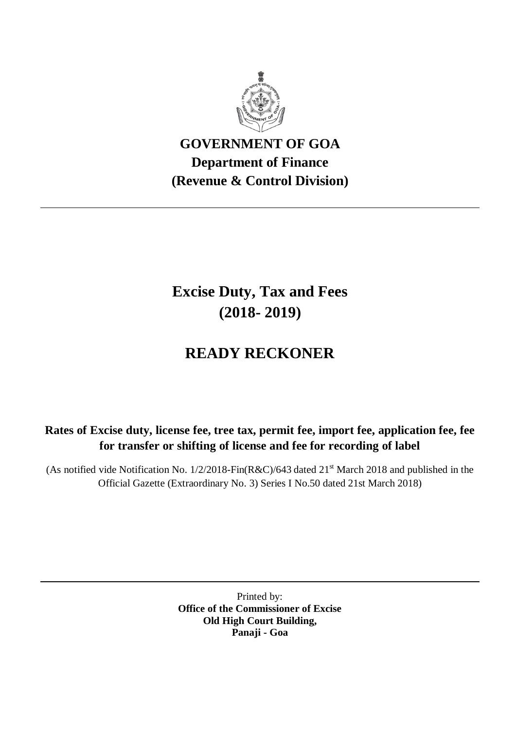# GOVERNMENT OF GOA

## Department of Finance

## (Revenue & Control Division)

---

# Excise Duty, Tax and Fees (2018- 2019)

# READY RECKONER

**Rates of Excise duty, license fee, tree tax, permit fee, import fee, application fee, fee for transfer or shifting of license and fee for recording of label**

(As notified vide Notification No. 1/2/2018-Fin(R&C)/643 dated 21st March 2018 and published in the Official Gazette (Extraordinary No. 3) Series I No.50 dated 21st March 2018)

---

Printed by:
**Office of the Commissioner of Excise**
**Old High Court Building,**
**Panaji - Goa**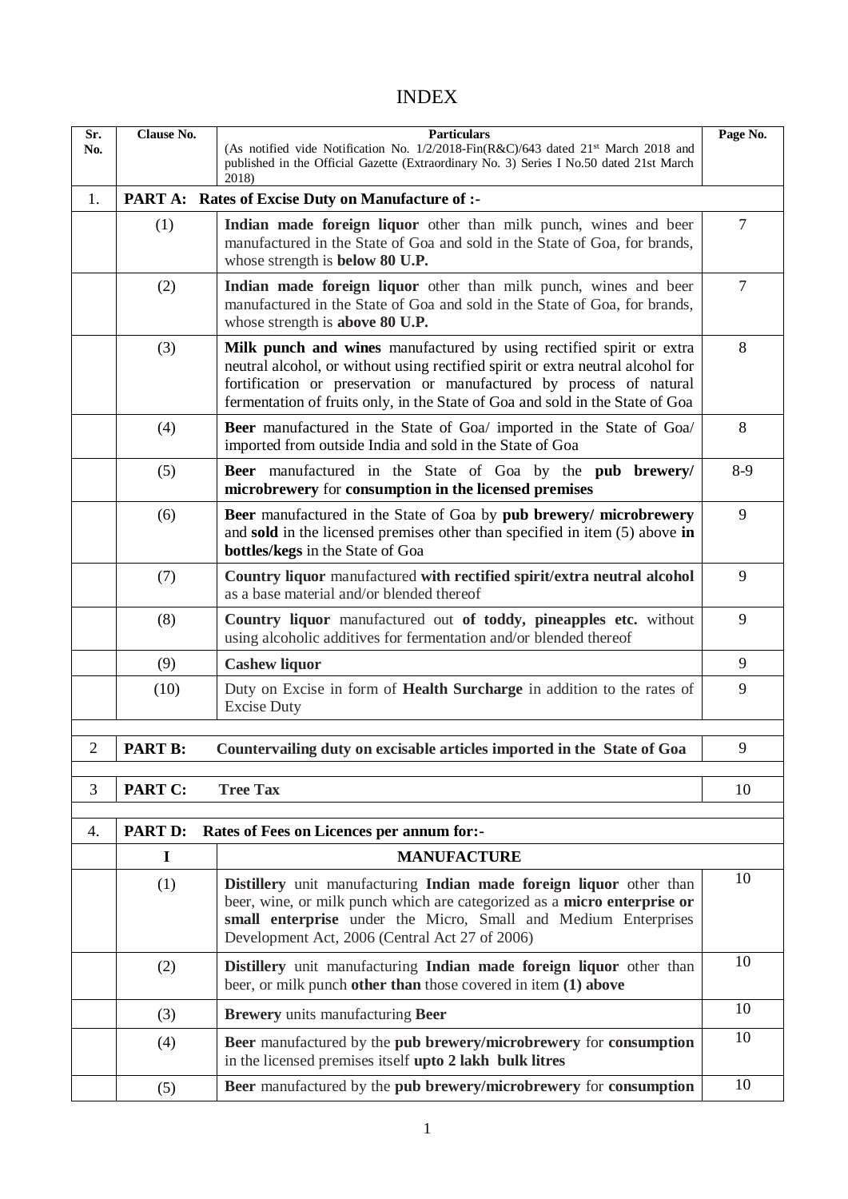# INDEX

| Sr. No. | Clause No. | Particulars<br>(As notified vide Notification No. 1/2/2018-Fin(R&C)/643 dated 21st March 2018 and published in the Official Gazette (Extraordinary No. 3) Series I No.50 dated 21st March 2018) | Page No. |
|---|---|---|---|
| 1. | **PART A: Rates of Excise Duty on Manufacture of :-** | | |
| | (1) | **Indian made foreign liquor** other than milk punch, wines and beer manufactured in the State of Goa and sold in the State of Goa, for brands, whose strength is **below 80 U.P.** | 7 |
| | (2) | **Indian made foreign liquor** other than milk punch, wines and beer manufactured in the State of Goa and sold in the State of Goa, for brands, whose strength is **above 80 U.P.** | 7 |
| | (3) | **Milk punch and wines** manufactured by using rectified spirit or extra neutral alcohol, or without using rectified spirit or extra neutral alcohol for fortification or preservation or manufactured by process of natural fermentation of fruits only, in the State of Goa and sold in the State of Goa | 8 |
| | (4) | **Beer** manufactured in the State of Goa/ imported in the State of Goa/ imported from outside India and sold in the State of Goa | 8 |
| | (5) | **Beer** manufactured in the State of Goa by the **pub brewery/ microbrewery** for **consumption in the licensed premises** | 8-9 |
| | (6) | **Beer** manufactured in the State of Goa by **pub brewery/ microbrewery** and **sold** in the licensed premises other than specified in item (5) above **in bottles/kegs** in the State of Goa | 9 |
| | (7) | **Country liquor** manufactured **with rectified spirit/extra neutral alcohol** as a base material and/or blended thereof | 9 |
| | (8) | **Country liquor** manufactured out **of toddy, pineapples etc.** without using alcoholic additives for fermentation and/or blended thereof | 9 |
| | (9) | **Cashew liquor** | 9 |
| | (10) | Duty on Excise in form of **Health Surcharge** in addition to the rates of Excise Duty | 9 |
| 2 | **PART B:** | **Countervailing duty on excisable articles imported in the State of Goa** | 9 |
| 3 | **PART C:** | **Tree Tax** | 10 |
| 4. | **PART D:** | **Rates of Fees on Licences per annum for:-** | |
| | **I** | **MANUFACTURE** | |
| | (1) | **Distillery** unit manufacturing **Indian made foreign liquor** other than beer, wine, or milk punch which are categorized as a **micro enterprise or small enterprise** under the Micro, Small and Medium Enterprises Development Act, 2006 (Central Act 27 of 2006) | 10 |
| | (2) | **Distillery** unit manufacturing **Indian made foreign liquor** other than beer, or milk punch **other than** those covered in item **(1) above** | 10 |
| | (3) | **Brewery** units manufacturing **Beer** | 10 |
| | (4) | **Beer** manufactured by the **pub brewery/microbrewery** for **consumption** in the licensed premises itself **upto 2 lakh bulk litres** | 10 |
| | (5) | **Beer** manufactured by the **pub brewery/microbrewery** for **consumption** | 10 |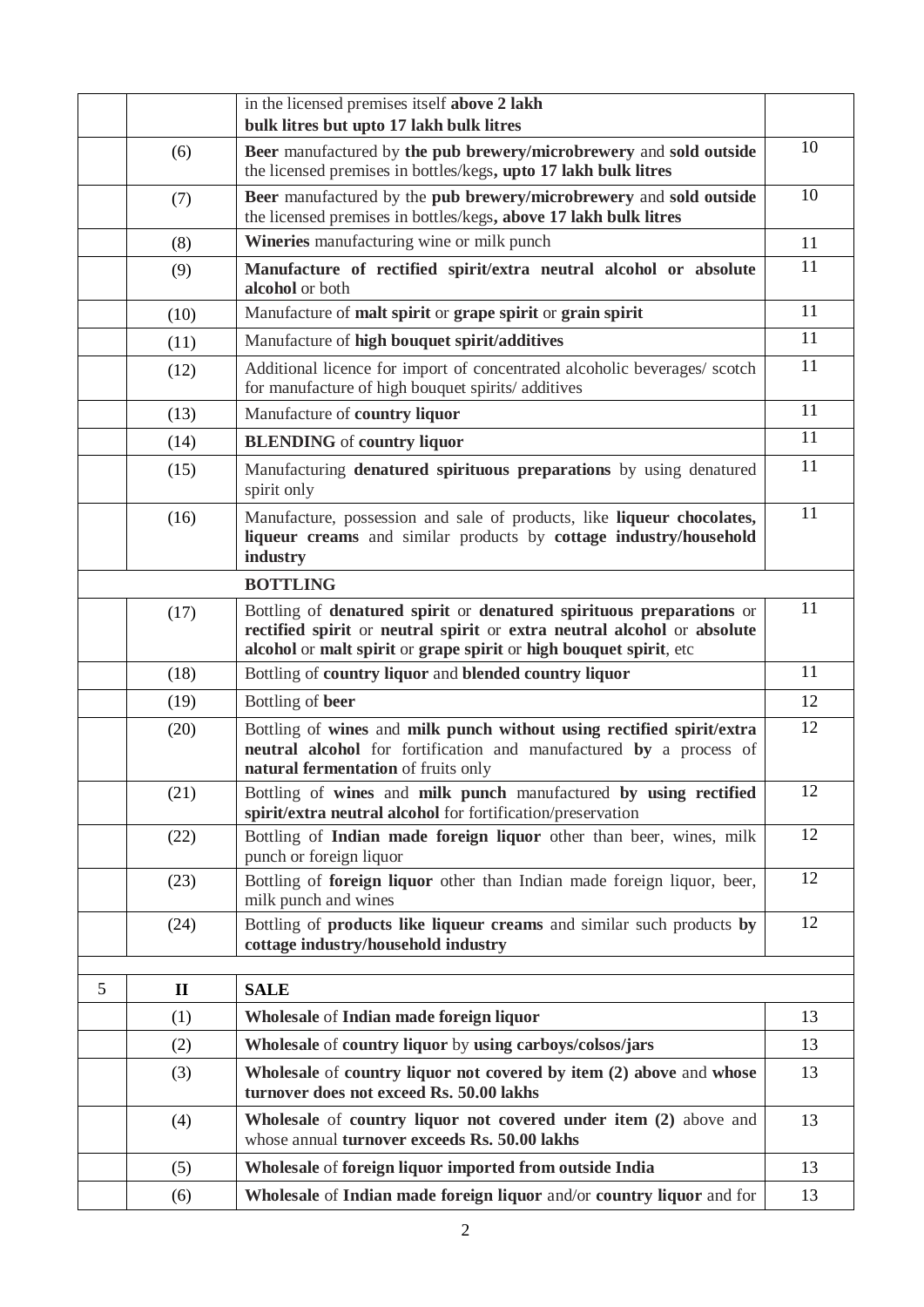| | | | |
|---|---|---|---|
| | | in the licensed premises itself **above 2 lakh bulk litres but upto 17 lakh bulk litres** | |
| | (6) | **Beer** manufactured by **the pub brewery/microbrewery** and **sold outside** the licensed premises in bottles/kegs**, upto 17 lakh bulk litres** | 10 |
| | (7) | **Beer** manufactured by the **pub brewery/microbrewery** and **sold outside** the licensed premises in bottles/kegs**, above 17 lakh bulk litres** | 10 |
| | (8) | **Wineries** manufacturing wine or milk punch | 11 |
| | (9) | **Manufacture of rectified spirit/extra neutral alcohol or absolute alcohol** or both | 11 |
| | (10) | Manufacture of **malt spirit** or **grape spirit** or **grain spirit** | 11 |
| | (11) | Manufacture of **high bouquet spirit/additives** | 11 |
| | (12) | Additional licence for import of concentrated alcoholic beverages/ scotch for manufacture of high bouquet spirits/ additives | 11 |
| | (13) | Manufacture of **country liquor** | 11 |
| | (14) | **BLENDING** of **country liquor** | 11 |
| | (15) | Manufacturing **denatured spirituous preparations** by using denatured spirit only | 11 |
| | (16) | Manufacture, possession and sale of products, like **liqueur chocolates, liqueur creams** and similar products by **cottage industry/household industry** | 11 |
| | | **BOTTLING** | |
| | (17) | Bottling of **denatured spirit** or **denatured spirituous preparations** or **rectified spirit** or **neutral spirit** or **extra neutral alcohol** or **absolute alcohol** or **malt spirit** or **grape spirit** or **high bouquet spirit**, etc | 11 |
| | (18) | Bottling of **country liquor** and **blended country liquor** | 11 |
| | (19) | Bottling of **beer** | 12 |
| | (20) | Bottling of **wines** and **milk punch without using rectified spirit/extra neutral alcohol** for fortification and manufactured **by** a process of **natural fermentation** of fruits only | 12 |
| | (21) | Bottling of **wines** and **milk punch** manufactured **by using rectified spirit/extra neutral alcohol** for fortification/preservation | 12 |
| | (22) | Bottling of **Indian made foreign liquor** other than beer, wines, milk punch or foreign liquor | 12 |
| | (23) | Bottling of **foreign liquor** other than Indian made foreign liquor, beer, milk punch and wines | 12 |
| | (24) | Bottling of **products like liqueur creams** and similar such products **by cottage industry/household industry** | 12 |
| | | | |
| 5 | **II** | **SALE** | |
| | (1) | **Wholesale** of **Indian made foreign liquor** | 13 |
| | (2) | **Wholesale** of **country liquor** by **using carboys/colsos/jars** | 13 |
| | (3) | **Wholesale** of **country liquor not covered by item (2) above** and **whose turnover does not exceed Rs. 50.00 lakhs** | 13 |
| | (4) | **Wholesale** of **country liquor not covered under item (2)** above and whose annual **turnover exceeds Rs. 50.00 lakhs** | 13 |
| | (5) | **Wholesale** of **foreign liquor imported from outside India** | 13 |
| | (6) | **Wholesale** of **Indian made foreign liquor** and/or **country liquor** and for | 13 |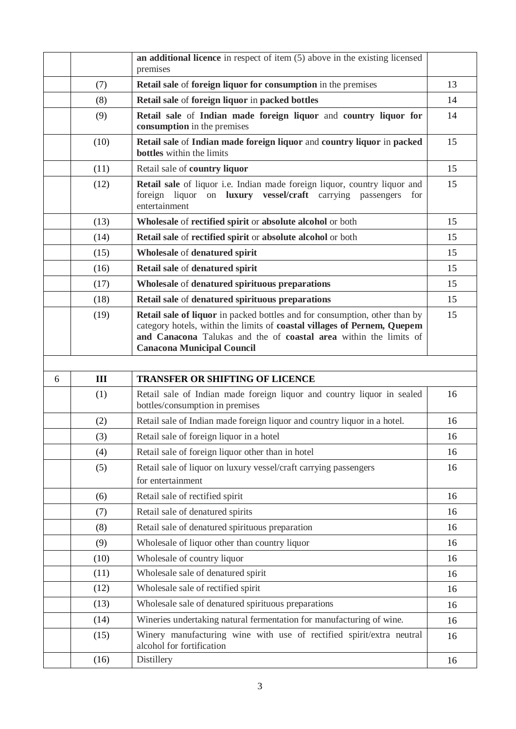|  |  |  |  |
|---|---|---|---|
|  |  | **an additional licence** in respect of item (5) above in the existing licensed premises |  |
|  | (7) | **Retail sale** of **foreign liquor for consumption** in the premises | 13 |
|  | (8) | **Retail sale** of **foreign liquor** in **packed bottles** | 14 |
|  | (9) | **Retail sale** of **Indian made foreign liquor** and **country liquor for consumption** in the premises | 14 |
|  | (10) | **Retail sale** of **Indian made foreign liquor** and **country liquor** in **packed bottles** within the limits | 15 |
|  | (11) | Retail sale of **country liquor** | 15 |
|  | (12) | **Retail sale** of liquor i.e. Indian made foreign liquor, country liquor and foreign liquor on **luxury vessel/craft** carrying passengers for entertainment | 15 |
|  | (13) | **Wholesale** of **rectified spirit** or **absolute alcohol** or both | 15 |
|  | (14) | **Retail sale** of **rectified spirit** or **absolute alcohol** or both | 15 |
|  | (15) | **Wholesale** of **denatured spirit** | 15 |
|  | (16) | **Retail sale** of **denatured spirit** | 15 |
|  | (17) | **Wholesale** of **denatured spirituous preparations** | 15 |
|  | (18) | **Retail sale** of **denatured spirituous preparations** | 15 |
|  | (19) | **Retail sale of liquor** in packed bottles and for consumption, other than by category hotels, within the limits of **coastal villages of Pernem, Quepem and Canacona** Talukas and the of **coastal area** within the limits of **Canacona Municipal Council** | 15 |
|  |  |  |  |
| 6 | **III** | **TRANSFER OR SHIFTING OF LICENCE** |  |
|  | (1) | Retail sale of Indian made foreign liquor and country liquor in sealed bottles/consumption in premises | 16 |
|  | (2) | Retail sale of Indian made foreign liquor and country liquor in a hotel. | 16 |
|  | (3) | Retail sale of foreign liquor in a hotel | 16 |
|  | (4) | Retail sale of foreign liquor other than in hotel | 16 |
|  | (5) | Retail sale of liquor on luxury vessel/craft carrying passengers for entertainment | 16 |
|  | (6) | Retail sale of rectified spirit | 16 |
|  | (7) | Retail sale of denatured spirits | 16 |
|  | (8) | Retail sale of denatured spirituous preparation | 16 |
|  | (9) | Wholesale of liquor other than country liquor | 16 |
|  | (10) | Wholesale of country liquor | 16 |
|  | (11) | Wholesale sale of denatured spirit | 16 |
|  | (12) | Wholesale sale of rectified spirit | 16 |
|  | (13) | Wholesale sale of denatured spirituous preparations | 16 |
|  | (14) | Wineries undertaking natural fermentation for manufacturing of wine. | 16 |
|  | (15) | Winery manufacturing wine with use of rectified spirit/extra neutral alcohol for fortification | 16 |
|  | (16) | Distillery | 16 |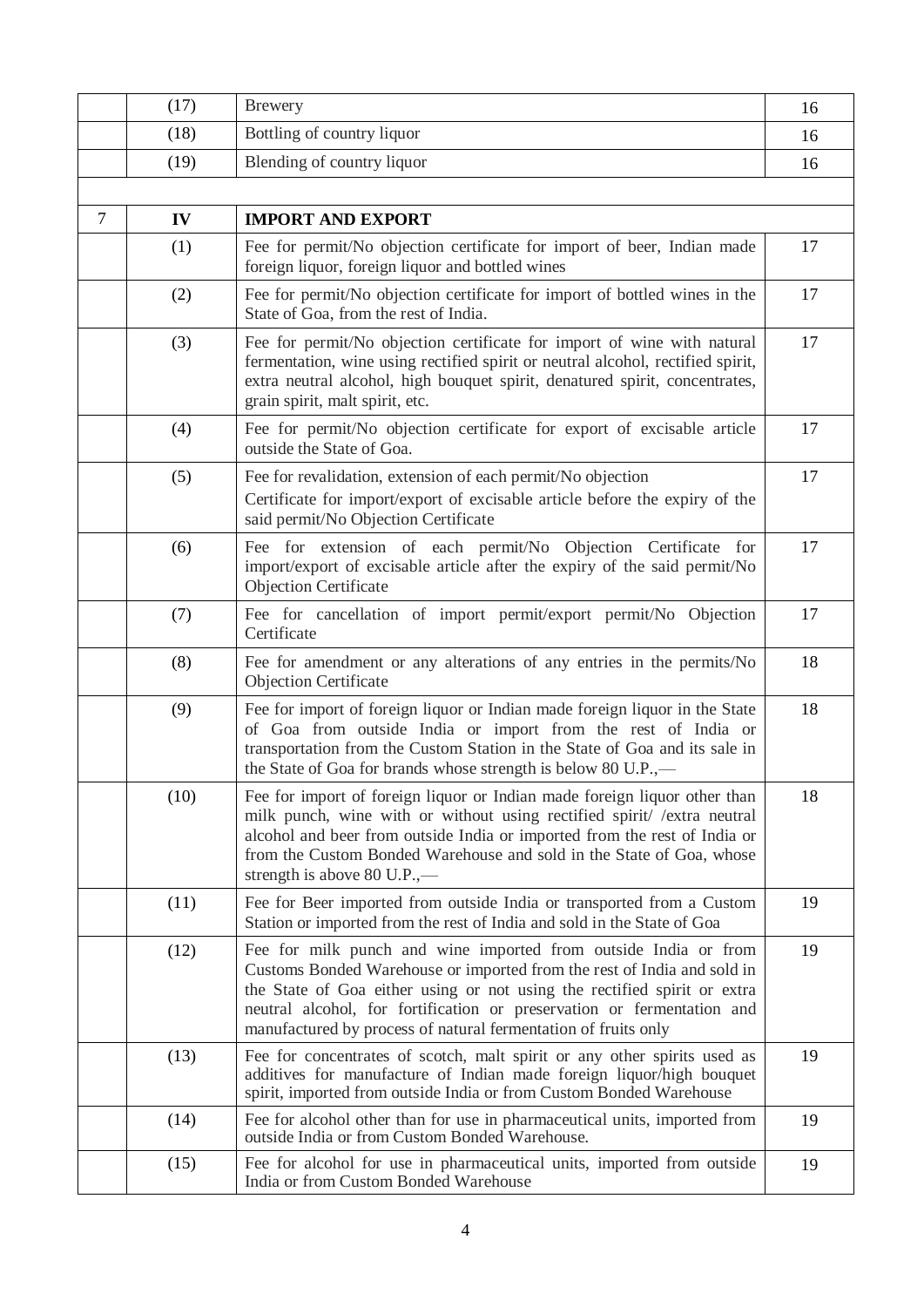| | | | |
|---|---|---|---|
| | (17) | Brewery | 16 |
| | (18) | Bottling of country liquor | 16 |
| | (19) | Blending of country liquor | 16 |
| | | | |
| 7 | **IV** | **IMPORT AND EXPORT** | |
| | (1) | Fee for permit/No objection certificate for import of beer, Indian made foreign liquor, foreign liquor and bottled wines | 17 |
| | (2) | Fee for permit/No objection certificate for import of bottled wines in the State of Goa, from the rest of India. | 17 |
| | (3) | Fee for permit/No objection certificate for import of wine with natural fermentation, wine using rectified spirit or neutral alcohol, rectified spirit, extra neutral alcohol, high bouquet spirit, denatured spirit, concentrates, grain spirit, malt spirit, etc. | 17 |
| | (4) | Fee for permit/No objection certificate for export of excisable article outside the State of Goa. | 17 |
| | (5) | Fee for revalidation, extension of each permit/No objection Certificate for import/export of excisable article before the expiry of the said permit/No Objection Certificate | 17 |
| | (6) | Fee for extension of each permit/No Objection Certificate for import/export of excisable article after the expiry of the said permit/No Objection Certificate | 17 |
| | (7) | Fee for cancellation of import permit/export permit/No Objection Certificate | 17 |
| | (8) | Fee for amendment or any alterations of any entries in the permits/No Objection Certificate | 18 |
| | (9) | Fee for import of foreign liquor or Indian made foreign liquor in the State of Goa from outside India or import from the rest of India or transportation from the Custom Station in the State of Goa and its sale in the State of Goa for brands whose strength is below 80 U.P.,— | 18 |
| | (10) | Fee for import of foreign liquor or Indian made foreign liquor other than milk punch, wine with or without using rectified spirit/ /extra neutral alcohol and beer from outside India or imported from the rest of India or from the Custom Bonded Warehouse and sold in the State of Goa, whose strength is above 80 U.P.,— | 18 |
| | (11) | Fee for Beer imported from outside India or transported from a Custom Station or imported from the rest of India and sold in the State of Goa | 19 |
| | (12) | Fee for milk punch and wine imported from outside India or from Customs Bonded Warehouse or imported from the rest of India and sold in the State of Goa either using or not using the rectified spirit or extra neutral alcohol, for fortification or preservation or fermentation and manufactured by process of natural fermentation of fruits only | 19 |
| | (13) | Fee for concentrates of scotch, malt spirit or any other spirits used as additives for manufacture of Indian made foreign liquor/high bouquet spirit, imported from outside India or from Custom Bonded Warehouse | 19 |
| | (14) | Fee for alcohol other than for use in pharmaceutical units, imported from outside India or from Custom Bonded Warehouse. | 19 |
| | (15) | Fee for alcohol for use in pharmaceutical units, imported from outside India or from Custom Bonded Warehouse | 19 |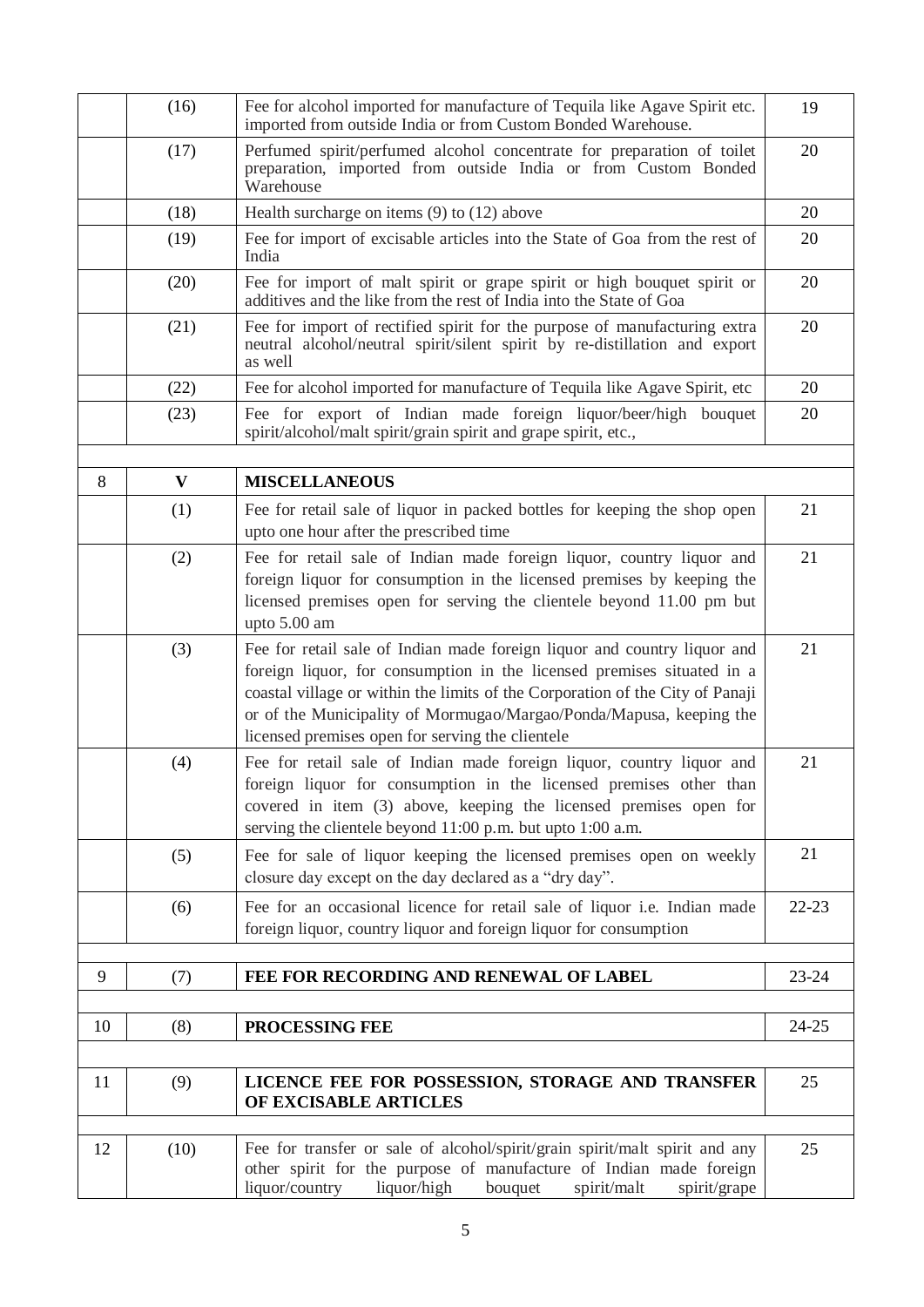| | | | |
|---|---|---|---|
| | (16) | Fee for alcohol imported for manufacture of Tequila like Agave Spirit etc. imported from outside India or from Custom Bonded Warehouse. | 19 |
| | (17) | Perfumed spirit/perfumed alcohol concentrate for preparation of toilet preparation, imported from outside India or from Custom Bonded Warehouse | 20 |
| | (18) | Health surcharge on items (9) to (12) above | 20 |
| | (19) | Fee for import of excisable articles into the State of Goa from the rest of India | 20 |
| | (20) | Fee for import of malt spirit or grape spirit or high bouquet spirit or additives and the like from the rest of India into the State of Goa | 20 |
| | (21) | Fee for import of rectified spirit for the purpose of manufacturing extra neutral alcohol/neutral spirit/silent spirit by re-distillation and export as well | 20 |
| | (22) | Fee for alcohol imported for manufacture of Tequila like Agave Spirit, etc | 20 |
| | (23) | Fee for export of Indian made foreign liquor/beer/high bouquet spirit/alcohol/malt spirit/grain spirit and grape spirit, etc., | 20 |
| | | | |
| 8 | **V** | **MISCELLANEOUS** | |
| | (1) | Fee for retail sale of liquor in packed bottles for keeping the shop open upto one hour after the prescribed time | 21 |
| | (2) | Fee for retail sale of Indian made foreign liquor, country liquor and foreign liquor for consumption in the licensed premises by keeping the licensed premises open for serving the clientele beyond 11.00 pm but upto 5.00 am | 21 |
| | (3) | Fee for retail sale of Indian made foreign liquor and country liquor and foreign liquor, for consumption in the licensed premises situated in a coastal village or within the limits of the Corporation of the City of Panaji or of the Municipality of Mormugao/Margao/Ponda/Mapusa, keeping the licensed premises open for serving the clientele | 21 |
| | (4) | Fee for retail sale of Indian made foreign liquor, country liquor and foreign liquor for consumption in the licensed premises other than covered in item (3) above, keeping the licensed premises open for serving the clientele beyond 11:00 p.m. but upto 1:00 a.m. | 21 |
| | (5) | Fee for sale of liquor keeping the licensed premises open on weekly closure day except on the day declared as a "dry day". | 21 |
| | (6) | Fee for an occasional licence for retail sale of liquor i.e. Indian made foreign liquor, country liquor and foreign liquor for consumption | 22-23 |
| | | | |
| 9 | (7) | **FEE FOR RECORDING AND RENEWAL OF LABEL** | 23-24 |
| | | | |
| 10 | (8) | **PROCESSING FEE** | 24-25 |
| | | | |
| 11 | (9) | **LICENCE FEE FOR POSSESSION, STORAGE AND TRANSFER OF EXCISABLE ARTICLES** | 25 |
| | | | |
| 12 | (10) | Fee for transfer or sale of alcohol/spirit/grain spirit/malt spirit and any other spirit for the purpose of manufacture of Indian made foreign liquor/country liquor/high bouquet spirit/malt spirit/grape | 25 |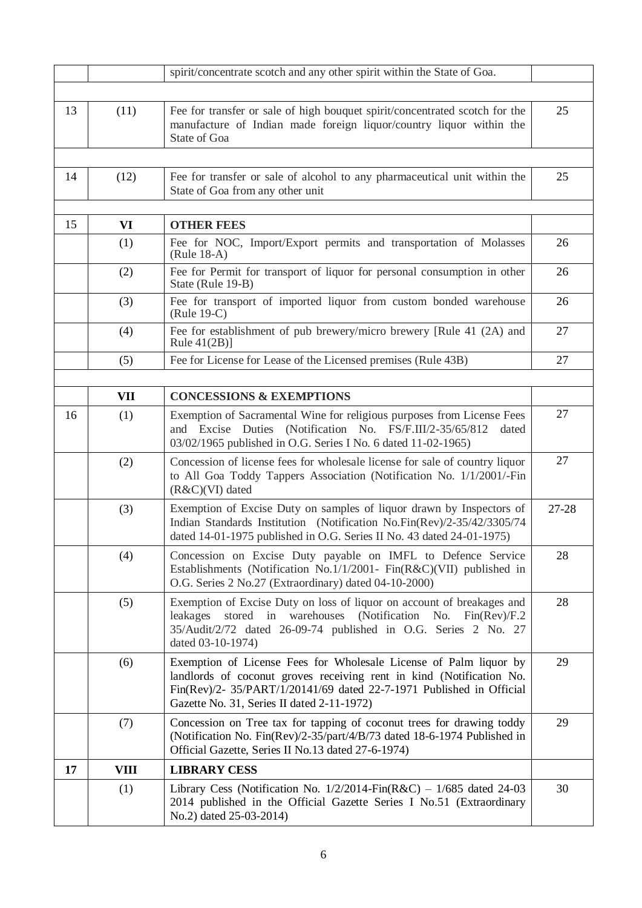| | | | |
|---|---|---|---|
| | | spirit/concentrate scotch and any other spirit within the State of Goa. | |
| | | | |
| 13 | (11) | Fee for transfer or sale of high bouquet spirit/concentrated scotch for the manufacture of Indian made foreign liquor/country liquor within the State of Goa | 25 |
| | | | |
| 14 | (12) | Fee for transfer or sale of alcohol to any pharmaceutical unit within the State of Goa from any other unit | 25 |
| | | | |
| 15 | **VI** | **OTHER FEES** | |
| | (1) | Fee for NOC, Import/Export permits and transportation of Molasses (Rule 18-A) | 26 |
| | (2) | Fee for Permit for transport of liquor for personal consumption in other State (Rule 19-B) | 26 |
| | (3) | Fee for transport of imported liquor from custom bonded warehouse (Rule 19-C) | 26 |
| | (4) | Fee for establishment of pub brewery/micro brewery [Rule 41 (2A) and Rule 41(2B)] | 27 |
| | (5) | Fee for License for Lease of the Licensed premises (Rule 43B) | 27 |
| | | | |
| | **VII** | **CONCESSIONS & EXEMPTIONS** | |
| 16 | (1) | Exemption of Sacramental Wine for religious purposes from License Fees and Excise Duties (Notification No. FS/F.III/2-35/65/812 dated 03/02/1965 published in O.G. Series I No. 6 dated 11-02-1965) | 27 |
| | (2) | Concession of license fees for wholesale license for sale of country liquor to All Goa Toddy Tappers Association (Notification No. 1/1/2001/-Fin (R&C)(VI) dated | 27 |
| | (3) | Exemption of Excise Duty on samples of liquor drawn by Inspectors of Indian Standards Institution (Notification No.Fin(Rev)/2-35/42/3305/74 dated 14-01-1975 published in O.G. Series II No. 43 dated 24-01-1975) | 27-28 |
| | (4) | Concession on Excise Duty payable on IMFL to Defence Service Establishments (Notification No.1/1/2001- Fin(R&C)(VII) published in O.G. Series 2 No.27 (Extraordinary) dated 04-10-2000) | 28 |
| | (5) | Exemption of Excise Duty on loss of liquor on account of breakages and leakages stored in warehouses (Notification No. Fin(Rev)/F.2 35/Audit/2/72 dated 26-09-74 published in O.G. Series 2 No. 27 dated 03-10-1974) | 28 |
| | (6) | Exemption of License Fees for Wholesale License of Palm liquor by landlords of coconut groves receiving rent in kind (Notification No. Fin(Rev)/2- 35/PART/1/20141/69 dated 22-7-1971 Published in Official Gazette No. 31, Series II dated 2-11-1972) | 29 |
| | (7) | Concession on Tree tax for tapping of coconut trees for drawing toddy (Notification No. Fin(Rev)/2-35/part/4/B/73 dated 18-6-1974 Published in Official Gazette, Series II No.13 dated 27-6-1974) | 29 |
| **17** | **VIII** | **LIBRARY CESS** | |
| | (1) | Library Cess (Notification No. 1/2/2014-Fin(R&C) – 1/685 dated 24-03 2014 published in the Official Gazette Series I No.51 (Extraordinary No.2) dated 25-03-2014) | 30 |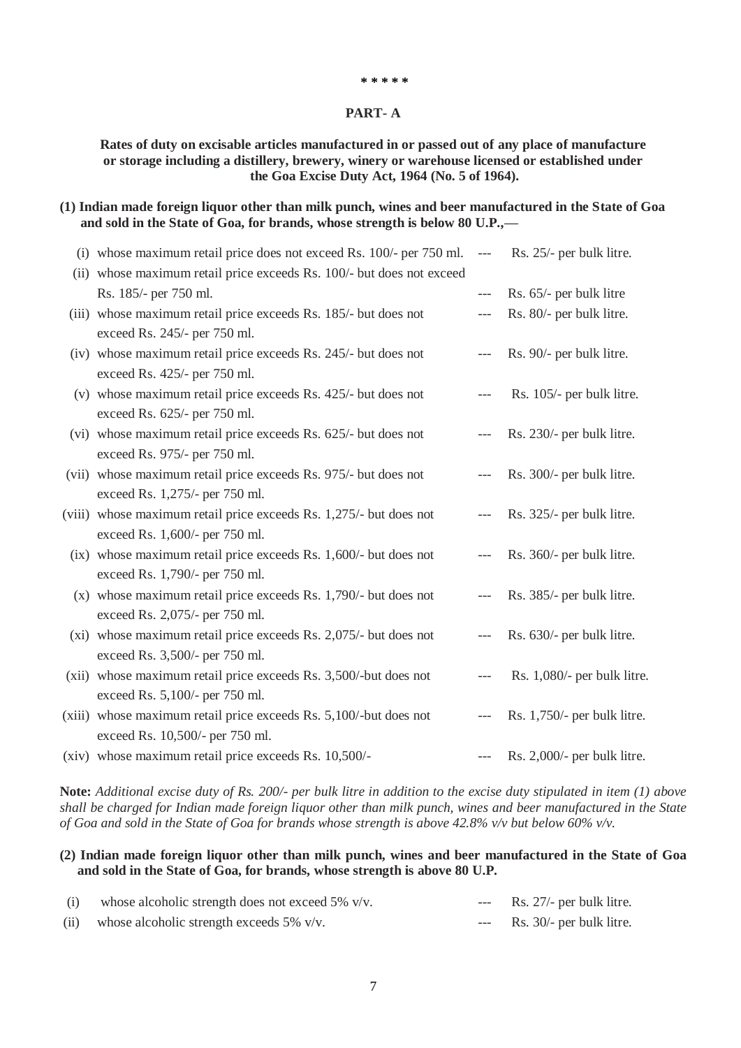\* \* \* \* \*

## PART- A

**Rates of duty on excisable articles manufactured in or passed out of any place of manufacture or storage including a distillery, brewery, winery or warehouse licensed or established under the Goa Excise Duty Act, 1964 (No. 5 of 1964).**

**(1) Indian made foreign liquor other than milk punch, wines and beer manufactured in the State of Goa and sold in the State of Goa, for brands, whose strength is below 80 U.P.,—**

| | | | |
|---|---|---|---|
| (i) | whose maximum retail price does not exceed Rs. 100/- per 750 ml. | --- | Rs. 25/- per bulk litre. |
| (ii) | whose maximum retail price exceeds Rs. 100/- but does not exceed Rs. 185/- per 750 ml. | --- | Rs. 65/- per bulk litre |
| (iii) | whose maximum retail price exceeds Rs. 185/- but does not exceed Rs. 245/- per 750 ml. | --- | Rs. 80/- per bulk litre. |
| (iv) | whose maximum retail price exceeds Rs. 245/- but does not exceed Rs. 425/- per 750 ml. | --- | Rs. 90/- per bulk litre. |
| (v) | whose maximum retail price exceeds Rs. 425/- but does not exceed Rs. 625/- per 750 ml. | --- | Rs. 105/- per bulk litre. |
| (vi) | whose maximum retail price exceeds Rs. 625/- but does not exceed Rs. 975/- per 750 ml. | --- | Rs. 230/- per bulk litre. |
| (vii) | whose maximum retail price exceeds Rs. 975/- but does not exceed Rs. 1,275/- per 750 ml. | --- | Rs. 300/- per bulk litre. |
| (viii) | whose maximum retail price exceeds Rs. 1,275/- but does not exceed Rs. 1,600/- per 750 ml. | --- | Rs. 325/- per bulk litre. |
| (ix) | whose maximum retail price exceeds Rs. 1,600/- but does not exceed Rs. 1,790/- per 750 ml. | --- | Rs. 360/- per bulk litre. |
| (x) | whose maximum retail price exceeds Rs. 1,790/- but does not exceed Rs. 2,075/- per 750 ml. | --- | Rs. 385/- per bulk litre. |
| (xi) | whose maximum retail price exceeds Rs. 2,075/- but does not exceed Rs. 3,500/- per 750 ml. | --- | Rs. 630/- per bulk litre. |
| (xii) | whose maximum retail price exceeds Rs. 3,500/-but does not exceed Rs. 5,100/- per 750 ml. | --- | Rs. 1,080/- per bulk litre. |
| (xiii) | whose maximum retail price exceeds Rs. 5,100/-but does not exceed Rs. 10,500/- per 750 ml. | --- | Rs. 1,750/- per bulk litre. |
| (xiv) | whose maximum retail price exceeds Rs. 10,500/- | --- | Rs. 2,000/- per bulk litre. |

**Note:** *Additional excise duty of Rs. 200/- per bulk litre in addition to the excise duty stipulated in item (1) above shall be charged for Indian made foreign liquor other than milk punch, wines and beer manufactured in the State of Goa and sold in the State of Goa for brands whose strength is above 42.8% v/v but below 60% v/v.*

**(2) Indian made foreign liquor other than milk punch, wines and beer manufactured in the State of Goa and sold in the State of Goa, for brands, whose strength is above 80 U.P.**

| | | | |
|---|---|---|---|
| (i) | whose alcoholic strength does not exceed 5% v/v. | --- | Rs. 27/- per bulk litre. |
| (ii) | whose alcoholic strength exceeds 5% v/v. | --- | Rs. 30/- per bulk litre. |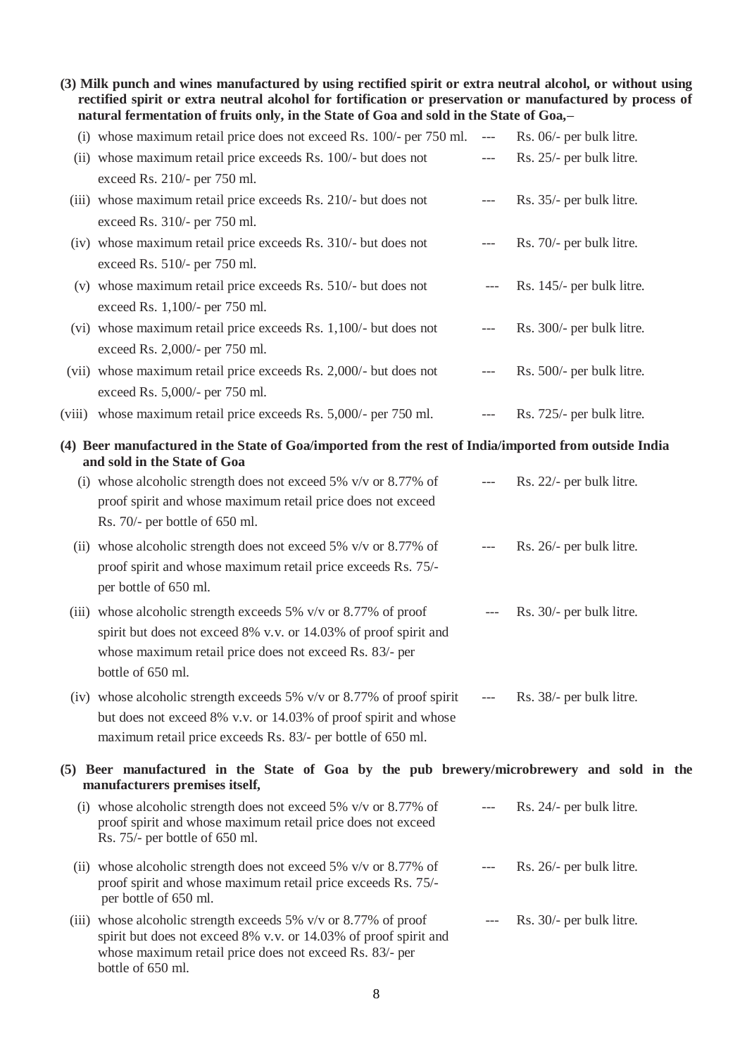**(3) Milk punch and wines manufactured by using rectified spirit or extra neutral alcohol, or without using rectified spirit or extra neutral alcohol for fortification or preservation or manufactured by process of natural fermentation of fruits only, in the State of Goa and sold in the State of Goa,–**

(i) whose maximum retail price does not exceed Rs. 100/- per 750 ml. --- Rs. 06/- per bulk litre.

(ii) whose maximum retail price exceeds Rs. 100/- but does not exceed Rs. 210/- per 750 ml. --- Rs. 25/- per bulk litre.

(iii) whose maximum retail price exceeds Rs. 210/- but does not exceed Rs. 310/- per 750 ml. --- Rs. 35/- per bulk litre.

(iv) whose maximum retail price exceeds Rs. 310/- but does not exceed Rs. 510/- per 750 ml. --- Rs. 70/- per bulk litre.

(v) whose maximum retail price exceeds Rs. 510/- but does not exceed Rs. 1,100/- per 750 ml. --- Rs. 145/- per bulk litre.

(vi) whose maximum retail price exceeds Rs. 1,100/- but does not exceed Rs. 2,000/- per 750 ml. --- Rs. 300/- per bulk litre.

(vii) whose maximum retail price exceeds Rs. 2,000/- but does not exceed Rs. 5,000/- per 750 ml. --- Rs. 500/- per bulk litre.

(viii) whose maximum retail price exceeds Rs. 5,000/- per 750 ml. --- Rs. 725/- per bulk litre.

**(4) Beer manufactured in the State of Goa/imported from the rest of India/imported from outside India and sold in the State of Goa**

(i) whose alcoholic strength does not exceed 5% v/v or 8.77% of proof spirit and whose maximum retail price does not exceed Rs. 70/- per bottle of 650 ml. --- Rs. 22/- per bulk litre.

(ii) whose alcoholic strength does not exceed 5% v/v or 8.77% of proof spirit and whose maximum retail price exceeds Rs. 75/- per bottle of 650 ml. --- Rs. 26/- per bulk litre.

(iii) whose alcoholic strength exceeds 5% v/v or 8.77% of proof spirit but does not exceed 8% v.v. or 14.03% of proof spirit and whose maximum retail price does not exceed Rs. 83/- per bottle of 650 ml. --- Rs. 30/- per bulk litre.

(iv) whose alcoholic strength exceeds 5% v/v or 8.77% of proof spirit but does not exceed 8% v.v. or 14.03% of proof spirit and whose maximum retail price exceeds Rs. 83/- per bottle of 650 ml. --- Rs. 38/- per bulk litre.

**(5) Beer manufactured in the State of Goa by the pub brewery/microbrewery and sold in the manufacturers premises itself,**

(i) whose alcoholic strength does not exceed 5% v/v or 8.77% of proof spirit and whose maximum retail price does not exceed Rs. 75/- per bottle of 650 ml. --- Rs. 24/- per bulk litre.

(ii) whose alcoholic strength does not exceed 5% v/v or 8.77% of proof spirit and whose maximum retail price exceeds Rs. 75/- per bottle of 650 ml. --- Rs. 26/- per bulk litre.

(iii) whose alcoholic strength exceeds 5% v/v or 8.77% of proof spirit but does not exceed 8% v.v. or 14.03% of proof spirit and whose maximum retail price does not exceed Rs. 83/- per bottle of 650 ml. --- Rs. 30/- per bulk litre.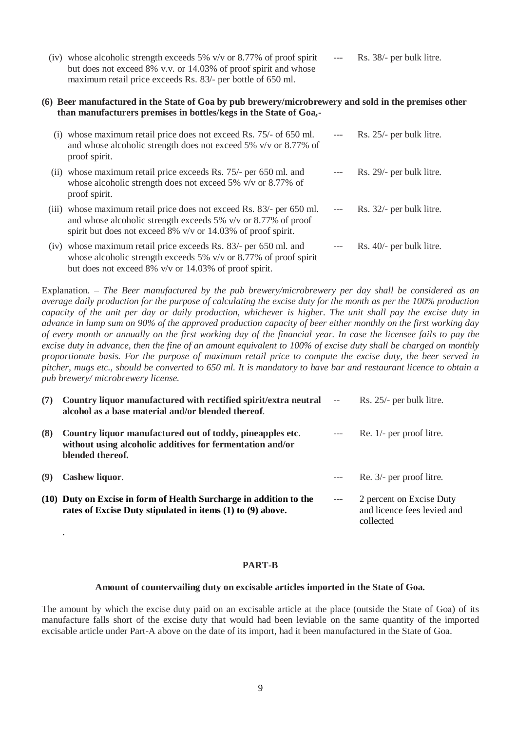(iv) whose alcoholic strength exceeds 5% v/v or 8.77% of proof spirit but does not exceed 8% v.v. or 14.03% of proof spirit and whose maximum retail price exceeds Rs. 83/- per bottle of 650 ml. --- Rs. 38/- per bulk litre.

**(6) Beer manufactured in the State of Goa by pub brewery/microbrewery and sold in the premises other than manufacturers premises in bottles/kegs in the State of Goa,-**

(i) whose maximum retail price does not exceed Rs. 75/- of 650 ml. and whose alcoholic strength does not exceed 5% v/v or 8.77% of proof spirit. --- Rs. 25/- per bulk litre.

(ii) whose maximum retail price exceeds Rs. 75/- per 650 ml. and whose alcoholic strength does not exceed 5% v/v or 8.77% of proof spirit. --- Rs. 29/- per bulk litre.

(iii) whose maximum retail price does not exceed Rs. 83/- per 650 ml. and whose alcoholic strength exceeds 5% v/v or 8.77% of proof spirit but does not exceed 8% v/v or 14.03% of proof spirit. --- Rs. 32/- per bulk litre.

(iv) whose maximum retail price exceeds Rs. 83/- per 650 ml. and whose alcoholic strength exceeds 5% v/v or 8.77% of proof spirit but does not exceed 8% v/v or 14.03% of proof spirit. --- Rs. 40/- per bulk litre.

Explanation. – *The Beer manufactured by the pub brewery/microbrewery per day shall be considered as an average daily production for the purpose of calculating the excise duty for the month as per the 100% production capacity of the unit per day or daily production, whichever is higher. The unit shall pay the excise duty in advance in lump sum on 90% of the approved production capacity of beer either monthly on the first working day of every month or annually on the first working day of the financial year. In case the licensee fails to pay the excise duty in advance, then the fine of an amount equivalent to 100% of excise duty shall be charged on monthly proportionate basis. For the purpose of maximum retail price to compute the excise duty, the beer served in pitcher, mugs etc., should be converted to 650 ml. It is mandatory to have bar and restaurant licence to obtain a pub brewery/ microbrewery license.*

**(7) Country liquor manufactured with rectified spirit/extra neutral alcohol as a base material and/or blended thereof**. -- Rs. 25/- per bulk litre.

**(8) Country liquor manufactured out of toddy, pineapples etc. without using alcoholic additives for fermentation and/or blended thereof.** --- Re. 1/- per proof litre.

**(9) Cashew liquor**. --- Re. 3/- per proof litre.

**(10) Duty on Excise in form of Health Surcharge in addition to the rates of Excise Duty stipulated in items (1) to (9) above.** --- 2 percent on Excise Duty and licence fees levied and collected

.

## PART-B

### Amount of countervailing duty on excisable articles imported in the State of Goa.

The amount by which the excise duty paid on an excisable article at the place (outside the State of Goa) of its manufacture falls short of the excise duty that would had been leviable on the same quantity of the imported excisable article under Part-A above on the date of its import, had it been manufactured in the State of Goa.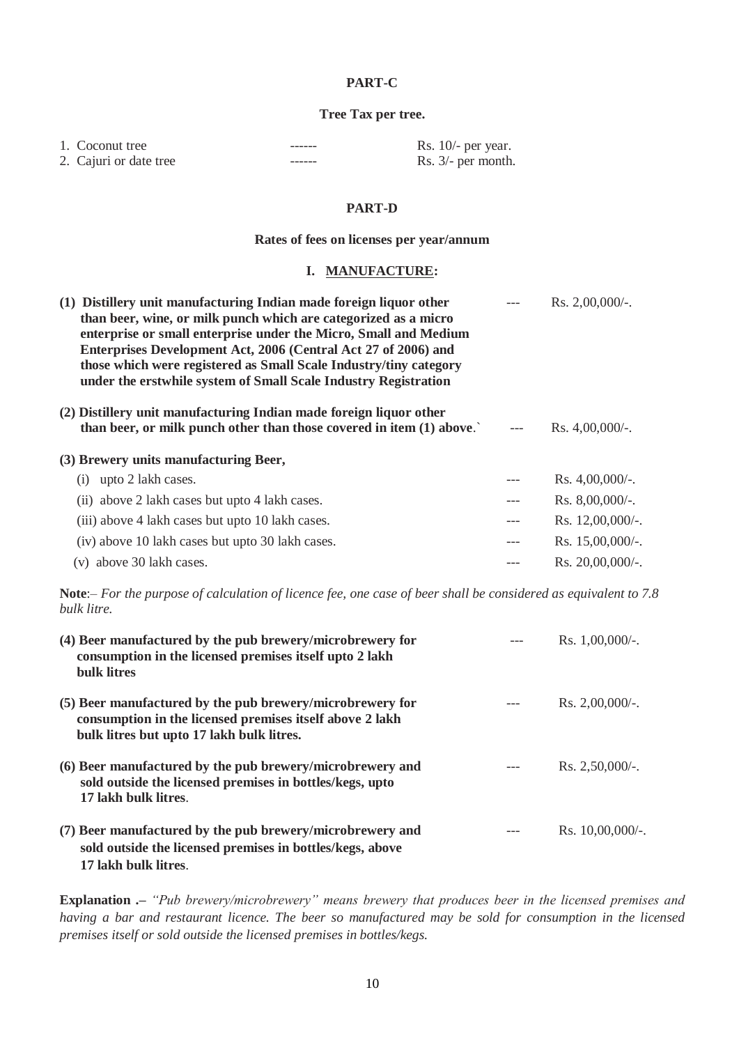**PART-C**

**Tree Tax per tree.**

| | | |
|---|---|---|
| 1. Coconut tree | ------ | Rs. 10/- per year. |
| 2. Cajuri or date tree | ------ | Rs. 3/- per month. |

**PART-D**

**Rates of fees on licenses per year/annum**

**I. MANUFACTURE:**

| | | |
|---|---|---|
| **(1) Distillery unit manufacturing Indian made foreign liquor other than beer, wine, or milk punch which are categorized as a micro enterprise or small enterprise under the Micro, Small and Medium Enterprises Development Act, 2006 (Central Act 27 of 2006) and those which were registered as Small Scale Industry/tiny category under the erstwhile system of Small Scale Industry Registration** | --- | Rs. 2,00,000/-. |
| **(2) Distillery unit manufacturing Indian made foreign liquor other than beer, or milk punch other than those covered in item (1) above.`** | --- | Rs. 4,00,000/-. |

**(3) Brewery units manufacturing Beer,**

| | | |
|---|---|---|
| (i) upto 2 lakh cases. | --- | Rs. 4,00,000/-. |
| (ii) above 2 lakh cases but upto 4 lakh cases. | --- | Rs. 8,00,000/-. |
| (iii) above 4 lakh cases but upto 10 lakh cases. | --- | Rs. 12,00,000/-. |
| (iv) above 10 lakh cases but upto 30 lakh cases. | --- | Rs. 15,00,000/-. |
| (v) above 30 lakh cases. | --- | Rs. 20,00,000/-. |

**Note**:– *For the purpose of calculation of licence fee, one case of beer shall be considered as equivalent to 7.8 bulk litre.*

| | | |
|---|---|---|
| **(4) Beer manufactured by the pub brewery/microbrewery for consumption in the licensed premises itself upto 2 lakh bulk litres** | --- | Rs. 1,00,000/-. |
| **(5) Beer manufactured by the pub brewery/microbrewery for consumption in the licensed premises itself above 2 lakh bulk litres but upto 17 lakh bulk litres.** | --- | Rs. 2,00,000/-. |
| **(6) Beer manufactured by the pub brewery/microbrewery and sold outside the licensed premises in bottles/kegs, upto 17 lakh bulk litres.** | --- | Rs. 2,50,000/-. |
| **(7) Beer manufactured by the pub brewery/microbrewery and sold outside the licensed premises in bottles/kegs, above 17 lakh bulk litres.** | --- | Rs. 10,00,000/-. |

**Explanation .–** *"Pub brewery/microbrewery" means brewery that produces beer in the licensed premises and having a bar and restaurant licence. The beer so manufactured may be sold for consumption in the licensed premises itself or sold outside the licensed premises in bottles/kegs.*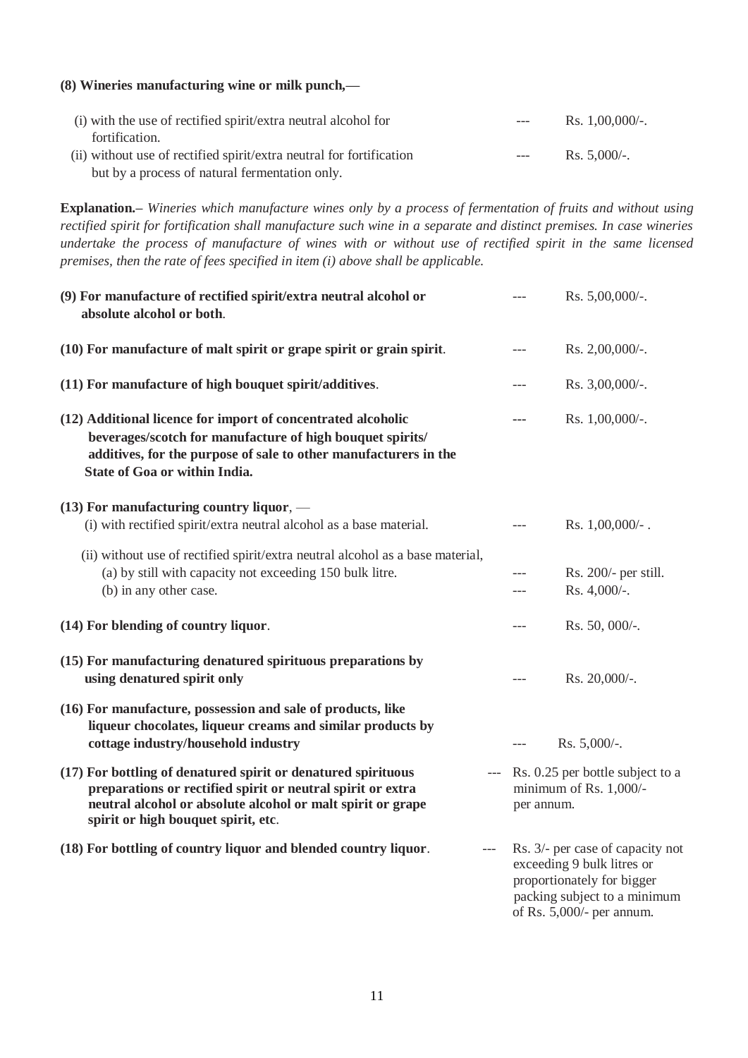**(8) Wineries manufacturing wine or milk punch,—**

| | | |
|---|---|---|
| (i) with the use of rectified spirit/extra neutral alcohol for fortification. | --- | Rs. 1,00,000/-. |
| (ii) without use of rectified spirit/extra neutral for fortification but by a process of natural fermentation only. | --- | Rs. 5,000/-. |

**Explanation.–** *Wineries which manufacture wines only by a process of fermentation of fruits and without using rectified spirit for fortification shall manufacture such wine in a separate and distinct premises. In case wineries undertake the process of manufacture of wines with or without use of rectified spirit in the same licensed premises, then the rate of fees specified in item (i) above shall be applicable.*

| | | |
|---|---|---|
| **(9) For manufacture of rectified spirit/extra neutral alcohol or absolute alcohol or both**. | --- | Rs. 5,00,000/-. |
| **(10) For manufacture of malt spirit or grape spirit or grain spirit**. | --- | Rs. 2,00,000/-. |
| **(11) For manufacture of high bouquet spirit/additives**. | --- | Rs. 3,00,000/-. |
| **(12) Additional licence for import of concentrated alcoholic beverages/scotch for manufacture of high bouquet spirits/ additives, for the purpose of sale to other manufacturers in the State of Goa or within India.** | --- | Rs. 1,00,000/-. |
| **(13) For manufacturing country liquor**, — | | |
| (i) with rectified spirit/extra neutral alcohol as a base material. | --- | Rs. 1,00,000/- . |
| (ii) without use of rectified spirit/extra neutral alcohol as a base material, | | |
| (a) by still with capacity not exceeding 150 bulk litre. | --- | Rs. 200/- per still. |
| (b) in any other case. | --- | Rs. 4,000/-. |
| **(14) For blending of country liquor**. | --- | Rs. 50, 000/-. |
| **(15) For manufacturing denatured spirituous preparations by using denatured spirit only** | --- | Rs. 20,000/-. |
| **(16) For manufacture, possession and sale of products, like liqueur chocolates, liqueur creams and similar products by cottage industry/household industry** | --- | Rs. 5,000/-. |
| **(17) For bottling of denatured spirit or denatured spirituous preparations or rectified spirit or neutral spirit or extra neutral alcohol or absolute alcohol or malt spirit or grape spirit or high bouquet spirit, etc**. | --- | Rs. 0.25 per bottle subject to a minimum of Rs. 1,000/- per annum. |
| **(18) For bottling of country liquor and blended country liquor**. | --- | Rs. 3/- per case of capacity not exceeding 9 bulk litres or proportionately for bigger packing subject to a minimum of Rs. 5,000/- per annum. |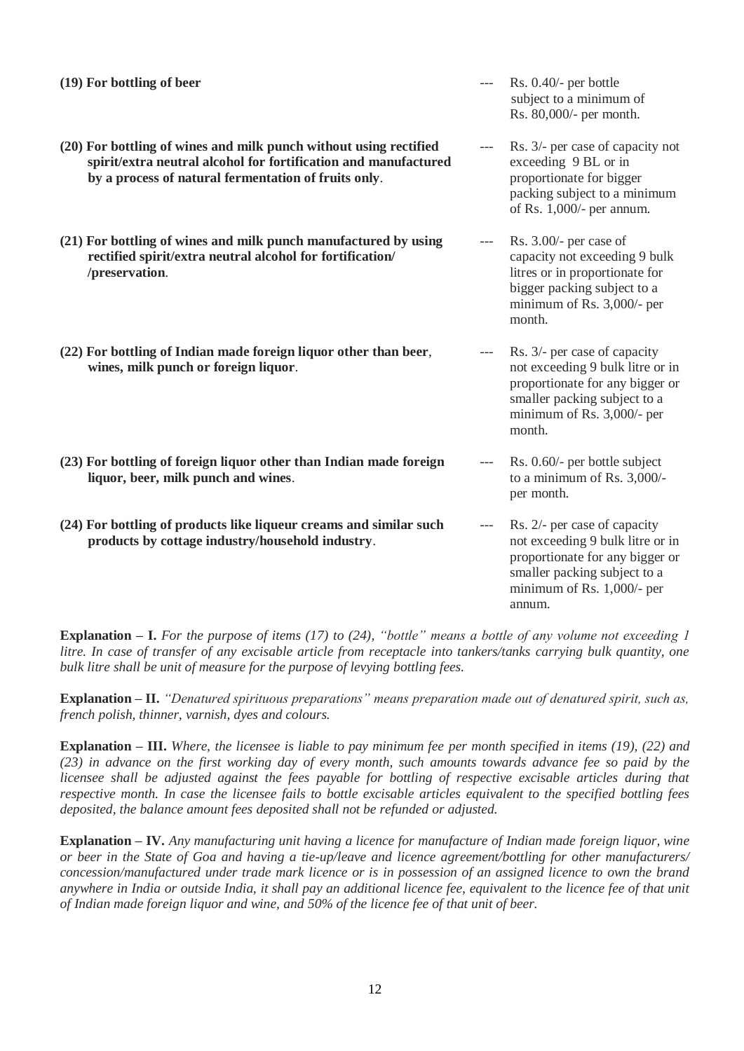| | | |
|---|---|---|
| **(19) For bottling of beer** | --- | Rs. 0.40/- per bottle subject to a minimum of Rs. 80,000/- per month. |
| **(20) For bottling of wines and milk punch without using rectified spirit/extra neutral alcohol for fortification and manufactured by a process of natural fermentation of fruits only**. | --- | Rs. 3/- per case of capacity not exceeding 9 BL or in proportionate for bigger packing subject to a minimum of Rs. 1,000/- per annum. |
| **(21) For bottling of wines and milk punch manufactured by using rectified spirit/extra neutral alcohol for fortification/ /preservation**. | --- | Rs. 3.00/- per case of capacity not exceeding 9 bulk litres or in proportionate for bigger packing subject to a minimum of Rs. 3,000/- per month. |
| **(22) For bottling of Indian made foreign liquor other than beer**, **wines, milk punch or foreign liquor**. | --- | Rs. 3/- per case of capacity not exceeding 9 bulk litre or in proportionate for any bigger or smaller packing subject to a minimum of Rs. 3,000/- per month. |
| **(23) For bottling of foreign liquor other than Indian made foreign liquor, beer, milk punch and wines**. | --- | Rs. 0.60/- per bottle subject to a minimum of Rs. 3,000/- per month. |
| **(24) For bottling of products like liqueur creams and similar such products by cottage industry/household industry**. | --- | Rs. 2/- per case of capacity not exceeding 9 bulk litre or in proportionate for any bigger or smaller packing subject to a minimum of Rs. 1,000/- per annum. |

**Explanation – I.** *For the purpose of items (17) to (24), "bottle" means a bottle of any volume not exceeding 1 litre. In case of transfer of any excisable article from receptacle into tankers/tanks carrying bulk quantity, one bulk litre shall be unit of measure for the purpose of levying bottling fees.*

**Explanation – II.** *"Denatured spirituous preparations" means preparation made out of denatured spirit, such as, french polish, thinner, varnish, dyes and colours.*

**Explanation – III.** *Where, the licensee is liable to pay minimum fee per month specified in items (19), (22) and (23) in advance on the first working day of every month, such amounts towards advance fee so paid by the licensee shall be adjusted against the fees payable for bottling of respective excisable articles during that respective month. In case the licensee fails to bottle excisable articles equivalent to the specified bottling fees deposited, the balance amount fees deposited shall not be refunded or adjusted.*

**Explanation – IV.** *Any manufacturing unit having a licence for manufacture of Indian made foreign liquor, wine or beer in the State of Goa and having a tie-up/leave and licence agreement/bottling for other manufacturers/ concession/manufactured under trade mark licence or is in possession of an assigned licence to own the brand anywhere in India or outside India, it shall pay an additional licence fee, equivalent to the licence fee of that unit of Indian made foreign liquor and wine, and 50% of the licence fee of that unit of beer.*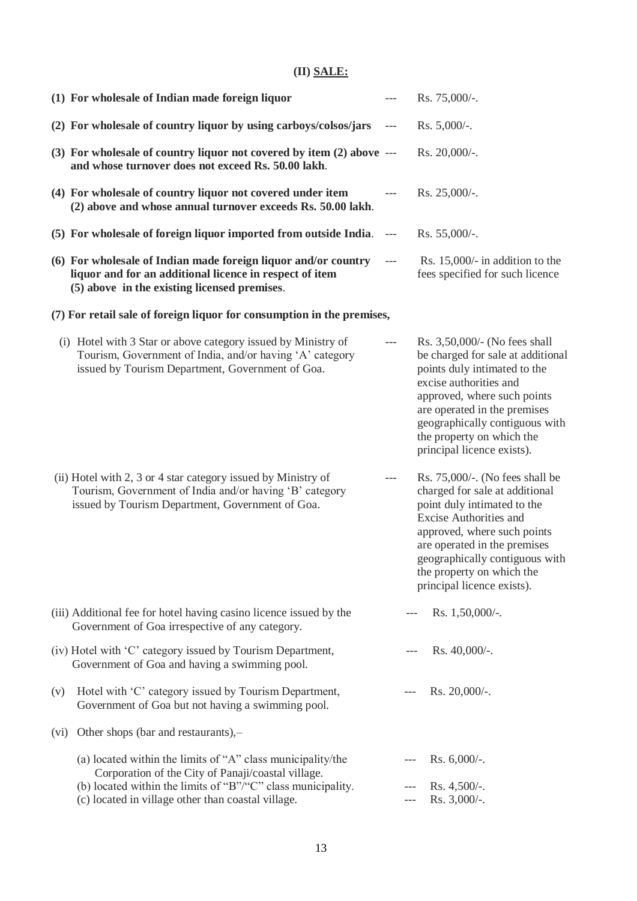## (II) SALE:

**(1) For wholesale of Indian made foreign liquor** --- Rs. 75,000/-.

**(2) For wholesale of country liquor by using carboys/colsos/jars** --- Rs. 5,000/-.

**(3) For wholesale of country liquor not covered by item (2) above and whose turnover does not exceed Rs. 50.00 lakh**. --- Rs. 20,000/-.

**(4) For wholesale of country liquor not covered under item (2) above and whose annual turnover exceeds Rs. 50.00 lakh**. --- Rs. 25,000/-.

**(5) For wholesale of foreign liquor imported from outside India**. --- Rs. 55,000/-.

**(6) For wholesale of Indian made foreign liquor and/or country liquor and for an additional licence in respect of item (5) above in the existing licensed premises**. --- Rs. 15,000/- in addition to the fees specified for such licence

**(7) For retail sale of foreign liquor for consumption in the premises,**

(i) Hotel with 3 Star or above category issued by Ministry of Tourism, Government of India, and/or having 'A' category issued by Tourism Department, Government of Goa. --- Rs. 3,50,000/- (No fees shall be charged for sale at additional points duly intimated to the excise authorities and approved, where such points are operated in the premises geographically contiguous with the property on which the principal licence exists).

(ii) Hotel with 2, 3 or 4 star category issued by Ministry of Tourism, Government of India and/or having 'B' category issued by Tourism Department, Government of Goa. --- Rs. 75,000/-. (No fees shall be charged for sale at additional point duly intimated to the Excise Authorities and approved, where such points are operated in the premises geographically contiguous with the property on which the principal licence exists).

(iii) Additional fee for hotel having casino licence issued by the Government of Goa irrespective of any category. --- Rs. 1,50,000/-.

(iv) Hotel with 'C' category issued by Tourism Department, Government of Goa and having a swimming pool. --- Rs. 40,000/-.

(v) Hotel with 'C' category issued by Tourism Department, Government of Goa but not having a swimming pool. --- Rs. 20,000/-.

(vi) Other shops (bar and restaurants),–

(a) located within the limits of "A" class municipality/the Corporation of the City of Panaji/coastal village. --- Rs. 6,000/-.

(b) located within the limits of "B"/"C" class municipality. --- Rs. 4,500/-.

(c) located in village other than coastal village. --- Rs. 3,000/-.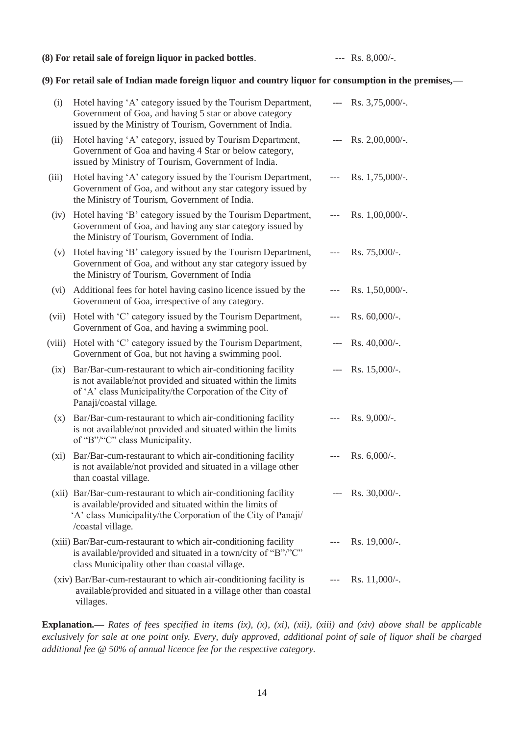**(8) For retail sale of foreign liquor in packed bottles**. --- Rs. 8,000/-.

**(9) For retail sale of Indian made foreign liquor and country liquor for consumption in the premises,—**

(i) Hotel having 'A' category issued by the Tourism Department, Government of Goa, and having 5 star or above category issued by the Ministry of Tourism, Government of India. --- Rs. 3,75,000/-.

(ii) Hotel having 'A' category, issued by Tourism Department, Government of Goa and having 4 Star or below category, issued by Ministry of Tourism, Government of India. --- Rs. 2,00,000/-.

(iii) Hotel having 'A' category issued by the Tourism Department, Government of Goa, and without any star category issued by the Ministry of Tourism, Government of India. --- Rs. 1,75,000/-.

(iv) Hotel having 'B' category issued by the Tourism Department, Government of Goa, and having any star category issued by the Ministry of Tourism, Government of India. --- Rs. 1,00,000/-.

(v) Hotel having 'B' category issued by the Tourism Department, Government of Goa, and without any star category issued by the Ministry of Tourism, Government of India --- Rs. 75,000/-.

(vi) Additional fees for hotel having casino licence issued by the Government of Goa, irrespective of any category. --- Rs. 1,50,000/-.

(vii) Hotel with 'C' category issued by the Tourism Department, Government of Goa, and having a swimming pool. --- Rs. 60,000/-.

(viii) Hotel with 'C' category issued by the Tourism Department, Government of Goa, but not having a swimming pool. --- Rs. 40,000/-.

(ix) Bar/Bar-cum-restaurant to which air-conditioning facility is not available/not provided and situated within the limits of 'A' class Municipality/the Corporation of the City of Panaji/coastal village. --- Rs. 15,000/-.

(x) Bar/Bar-cum-restaurant to which air-conditioning facility is not available/not provided and situated within the limits of "B"/"C" class Municipality. --- Rs. 9,000/-.

(xi) Bar/Bar-cum-restaurant to which air-conditioning facility is not available/not provided and situated in a village other than coastal village. --- Rs. 6,000/-.

(xii) Bar/Bar-cum-restaurant to which air-conditioning facility is available/provided and situated within the limits of 'A' class Municipality/the Corporation of the City of Panaji/ /coastal village. --- Rs. 30,000/-.

(xiii) Bar/Bar-cum-restaurant to which air-conditioning facility is available/provided and situated in a town/city of "B"/"C" class Municipality other than coastal village. --- Rs. 19,000/-.

(xiv) Bar/Bar-cum-restaurant to which air-conditioning facility is available/provided and situated in a village other than coastal villages. --- Rs. 11,000/-.

**Explanation.**— *Rates of fees specified in items (ix), (x), (xi), (xii), (xiii) and (xiv) above shall be applicable exclusively for sale at one point only. Every, duly approved, additional point of sale of liquor shall be charged additional fee @ 50% of annual licence fee for the respective category.*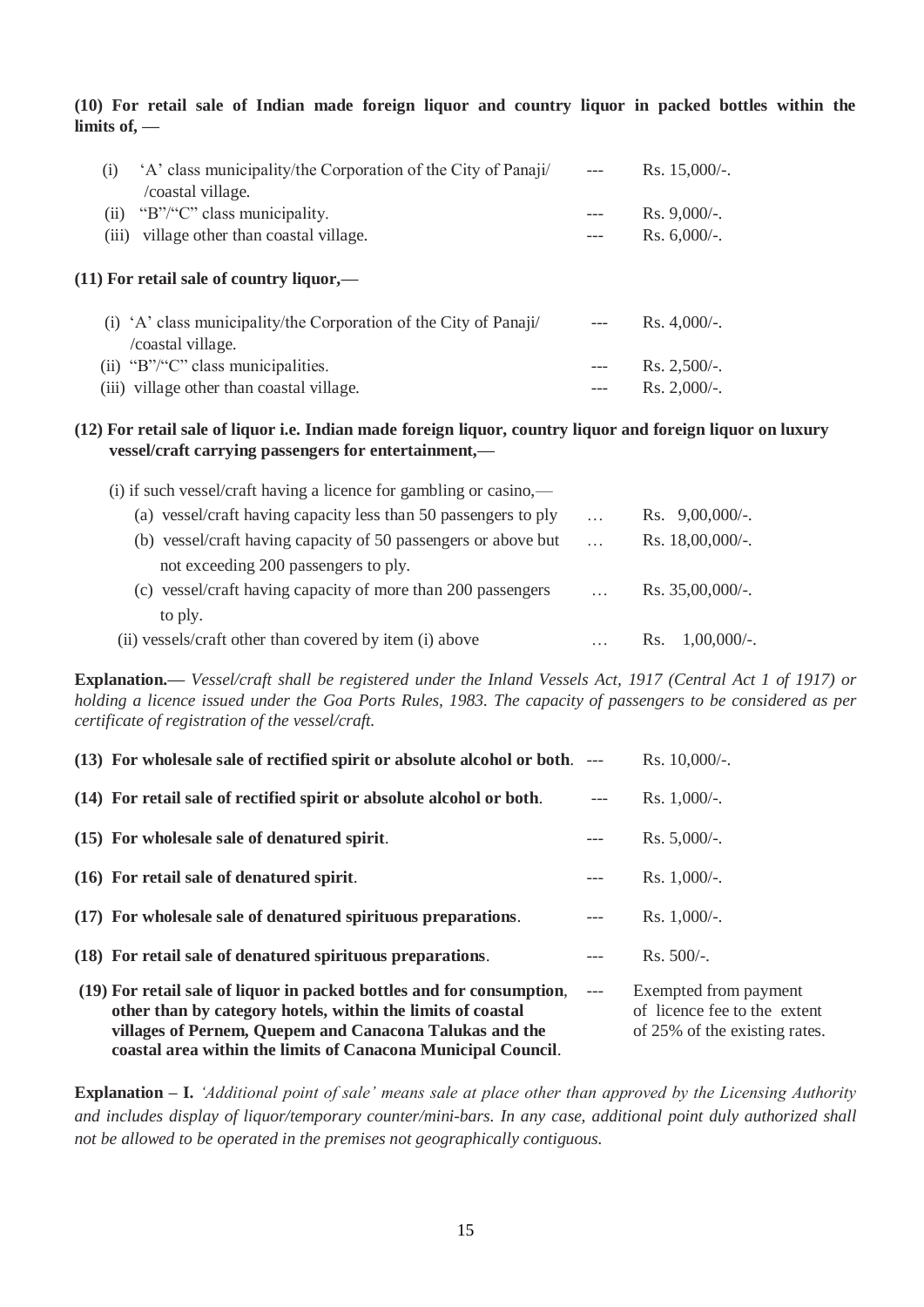**(10) For retail sale of Indian made foreign liquor and country liquor in packed bottles within the limits of, —**

| | | | |
|---|---|---|---|
| (i) | 'A' class municipality/the Corporation of the City of Panaji/ /coastal village. | --- | Rs. 15,000/-. |
| (ii) | "B"/"C" class municipality. | --- | Rs. 9,000/-. |
| (iii) | village other than coastal village. | --- | Rs. 6,000/-. |

**(11) For retail sale of country liquor,—**

| | | | |
|---|---|---|---|
| (i) | 'A' class municipality/the Corporation of the City of Panaji/ /coastal village. | --- | Rs. 4,000/-. |
| (ii) | "B"/"C" class municipalities. | --- | Rs. 2,500/-. |
| (iii) | village other than coastal village. | --- | Rs. 2,000/-. |

**(12) For retail sale of liquor i.e. Indian made foreign liquor, country liquor and foreign liquor on luxury vessel/craft carrying passengers for entertainment,—**

(i) if such vessel/craft having a licence for gambling or casino,—

| | | |
|---|---|---|
| (a) vessel/craft having capacity less than 50 passengers to ply | … | Rs. 9,00,000/-. |
| (b) vessel/craft having capacity of 50 passengers or above but not exceeding 200 passengers to ply. | … | Rs. 18,00,000/-. |
| (c) vessel/craft having capacity of more than 200 passengers to ply. | … | Rs. 35,00,000/-. |
| (ii) vessels/craft other than covered by item (i) above | … | Rs. 1,00,000/-. |

**Explanation.—** *Vessel/craft shall be registered under the Inland Vessels Act, 1917 (Central Act 1 of 1917) or holding a licence issued under the Goa Ports Rules, 1983. The capacity of passengers to be considered as per certificate of registration of the vessel/craft.*

| | | |
|---|---|---|
| **(13) For wholesale sale of rectified spirit or absolute alcohol or both**. | --- | Rs. 10,000/-. |
| **(14) For retail sale of rectified spirit or absolute alcohol or both**. | --- | Rs. 1,000/-. |
| **(15) For wholesale sale of denatured spirit**. | --- | Rs. 5,000/-. |
| **(16) For retail sale of denatured spirit**. | --- | Rs. 1,000/-. |
| **(17) For wholesale sale of denatured spirituous preparations**. | --- | Rs. 1,000/-. |
| **(18) For retail sale of denatured spirituous preparations**. | --- | Rs. 500/-. |
| **(19) For retail sale of liquor in packed bottles and for consumption, other than by category hotels, within the limits of coastal villages of Pernem, Quepem and Canacona Talukas and the coastal area within the limits of Canacona Municipal Council**. | --- | Exempted from payment of licence fee to the extent of 25% of the existing rates. |

**Explanation – I.** *'Additional point of sale' means sale at place other than approved by the Licensing Authority and includes display of liquor/temporary counter/mini-bars. In any case, additional point duly authorized shall not be allowed to be operated in the premises not geographically contiguous.*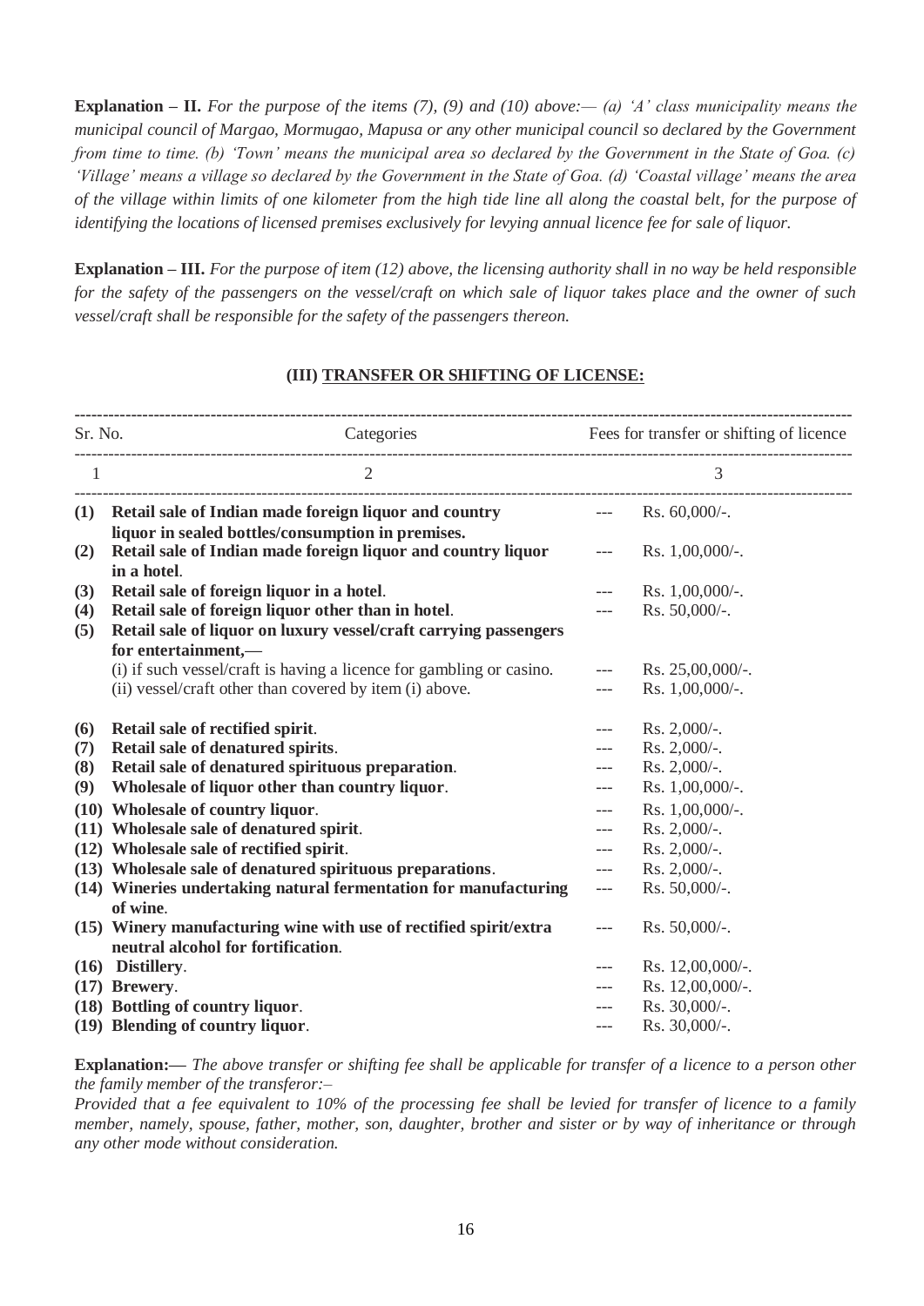**Explanation – II.** *For the purpose of the items (7), (9) and (10) above:— (a) 'A' class municipality means the municipal council of Margao, Mormugao, Mapusa or any other municipal council so declared by the Government from time to time. (b) 'Town' means the municipal area so declared by the Government in the State of Goa. (c) 'Village' means a village so declared by the Government in the State of Goa. (d) 'Coastal village' means the area of the village within limits of one kilometer from the high tide line all along the coastal belt, for the purpose of identifying the locations of licensed premises exclusively for levying annual licence fee for sale of liquor.*

**Explanation – III.** *For the purpose of item (12) above, the licensing authority shall in no way be held responsible for the safety of the passengers on the vessel/craft on which sale of liquor takes place and the owner of such vessel/craft shall be responsible for the safety of the passengers thereon.*

## (III) TRANSFER OR SHIFTING OF LICENSE:

| Sr. No. | Categories | | Fees for transfer or shifting of licence |
|---|---|---|---|
| 1 | 2 | | 3 |
| **(1)** | **Retail sale of Indian made foreign liquor and country liquor in sealed bottles/consumption in premises.** | --- | Rs. 60,000/-. |
| **(2)** | **Retail sale of Indian made foreign liquor and country liquor in a hotel**. | --- | Rs. 1,00,000/-. |
| **(3)** | **Retail sale of foreign liquor in a hotel**. | --- | Rs. 1,00,000/-. |
| **(4)** | **Retail sale of foreign liquor other than in hotel**. | --- | Rs. 50,000/-. |
| **(5)** | **Retail sale of liquor on luxury vessel/craft carrying passengers for entertainment,—** | | |
| | (i) if such vessel/craft is having a licence for gambling or casino. | --- | Rs. 25,00,000/-. |
| | (ii) vessel/craft other than covered by item (i) above. | --- | Rs. 1,00,000/-. |
| **(6)** | **Retail sale of rectified spirit**. | --- | Rs. 2,000/-. |
| **(7)** | **Retail sale of denatured spirits**. | --- | Rs. 2,000/-. |
| **(8)** | **Retail sale of denatured spirituous preparation**. | --- | Rs. 2,000/-. |
| **(9)** | **Wholesale of liquor other than country liquor**. | --- | Rs. 1,00,000/-. |
| **(10)** | **Wholesale of country liquor**. | --- | Rs. 1,00,000/-. |
| **(11)** | **Wholesale sale of denatured spirit**. | --- | Rs. 2,000/-. |
| **(12)** | **Wholesale sale of rectified spirit**. | --- | Rs. 2,000/-. |
| **(13)** | **Wholesale sale of denatured spirituous preparations**. | --- | Rs. 2,000/-. |
| **(14)** | **Wineries undertaking natural fermentation for manufacturing of wine**. | --- | Rs. 50,000/-. |
| **(15)** | **Winery manufacturing wine with use of rectified spirit/extra neutral alcohol for fortification**. | --- | Rs. 50,000/-. |
| **(16)** | **Distillery**. | --- | Rs. 12,00,000/-. |
| **(17)** | **Brewery**. | --- | Rs. 12,00,000/-. |
| **(18)** | **Bottling of country liquor**. | --- | Rs. 30,000/-. |
| **(19)** | **Blending of country liquor**. | --- | Rs. 30,000/-. |

**Explanation:—** *The above transfer or shifting fee shall be applicable for transfer of a licence to a person other the family member of the transferor:–*

*Provided that a fee equivalent to 10% of the processing fee shall be levied for transfer of licence to a family member, namely, spouse, father, mother, son, daughter, brother and sister or by way of inheritance or through any other mode without consideration.*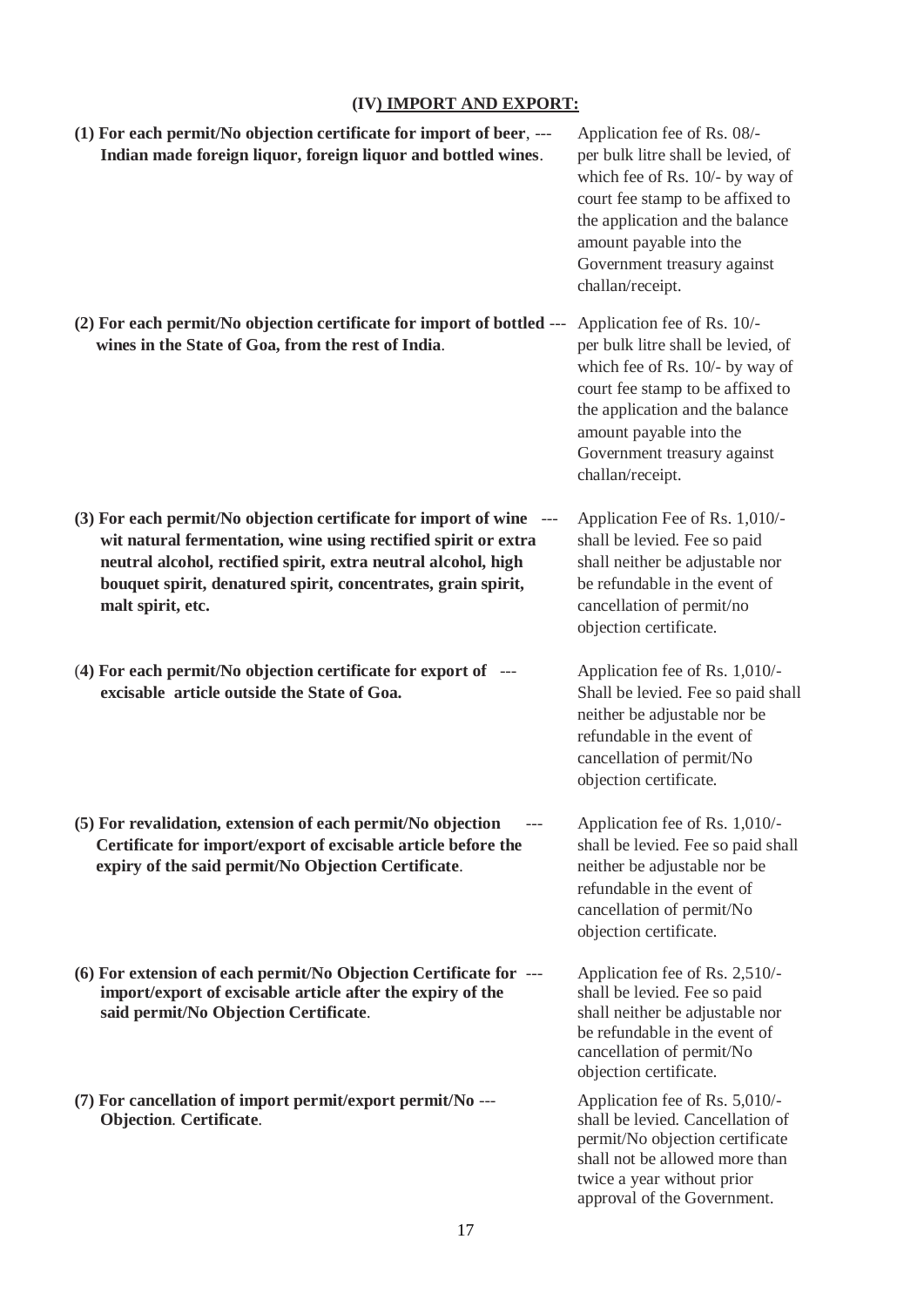## (IV) IMPORT AND EXPORT:

| | | |
|---|---|---|
| **(1) For each permit/No objection certificate for import of beer, Indian made foreign liquor, foreign liquor and bottled wines.** | --- | Application fee of Rs. 08/- per bulk litre shall be levied, of which fee of Rs. 10/- by way of court fee stamp to be affixed to the application and the balance amount payable into the Government treasury against challan/receipt. |
| **(2) For each permit/No objection certificate for import of bottled wines in the State of Goa, from the rest of India.** | --- | Application fee of Rs. 10/- per bulk litre shall be levied, of which fee of Rs. 10/- by way of court fee stamp to be affixed to the application and the balance amount payable into the Government treasury against challan/receipt. |
| **(3) For each permit/No objection certificate for import of wine wit natural fermentation, wine using rectified spirit or extra neutral alcohol, rectified spirit, extra neutral alcohol, high bouquet spirit, denatured spirit, concentrates, grain spirit, malt spirit, etc.** | --- | Application Fee of Rs. 1,010/- shall be levied. Fee so paid shall neither be adjustable nor be refundable in the event of cancellation of permit/no objection certificate. |
| **(4) For each permit/No objection certificate for export of excisable article outside the State of Goa.** | --- | Application fee of Rs. 1,010/- Shall be levied. Fee so paid shall neither be adjustable nor be refundable in the event of cancellation of permit/No objection certificate. |
| **(5) For revalidation, extension of each permit/No objection Certificate for import/export of excisable article before the expiry of the said permit/No Objection Certificate.** | --- | Application fee of Rs. 1,010/- shall be levied. Fee so paid shall neither be adjustable nor be refundable in the event of cancellation of permit/No objection certificate. |
| **(6) For extension of each permit/No Objection Certificate for import/export of excisable article after the expiry of the said permit/No Objection Certificate.** | --- | Application fee of Rs. 2,510/- shall be levied. Fee so paid shall neither be adjustable nor be refundable in the event of cancellation of permit/No objection certificate. |
| **(7) For cancellation of import permit/export permit/No Objection. Certificate.** | --- | Application fee of Rs. 5,010/- shall be levied. Cancellation of permit/No objection certificate shall not be allowed more than twice a year without prior approval of the Government. |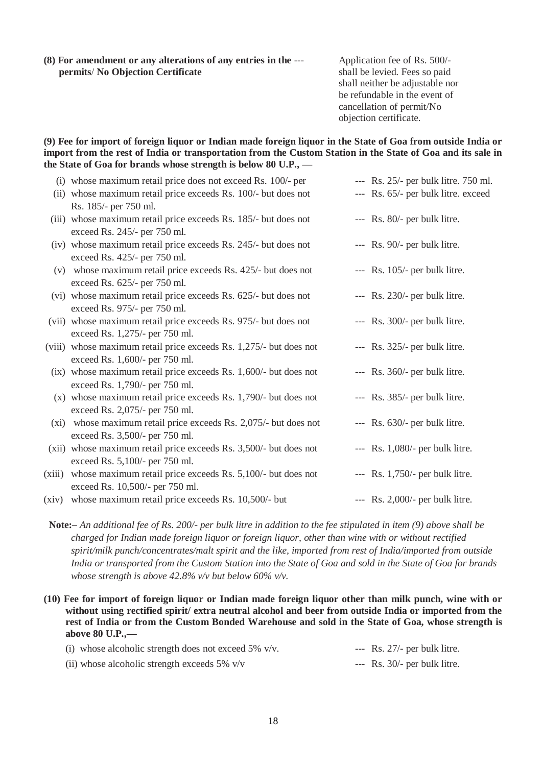**(8) For amendment or any alterations of any entries in the permits/ No Objection Certificate** --- Application fee of Rs. 500/- shall be levied. Fees so paid shall neither be adjustable nor be refundable in the event of cancellation of permit/No objection certificate.

**(9) Fee for import of foreign liquor or Indian made foreign liquor in the State of Goa from outside India or import from the rest of India or transportation from the Custom Station in the State of Goa and its sale in the State of Goa for brands whose strength is below 80 U.P., —**

| | | |
|---|---|---|
| (i) | whose maximum retail price does not exceed Rs. 100/- per 750 ml. | --- Rs. 25/- per bulk litre. |
| (ii) | whose maximum retail price exceeds Rs. 100/- but does not exceed Rs. 185/- per 750 ml. | --- Rs. 65/- per bulk litre. |
| (iii) | whose maximum retail price exceeds Rs. 185/- but does not exceed Rs. 245/- per 750 ml. | --- Rs. 80/- per bulk litre. |
| (iv) | whose maximum retail price exceeds Rs. 245/- but does not exceed Rs. 425/- per 750 ml. | --- Rs. 90/- per bulk litre. |
| (v) | whose maximum retail price exceeds Rs. 425/- but does not exceed Rs. 625/- per 750 ml. | --- Rs. 105/- per bulk litre. |
| (vi) | whose maximum retail price exceeds Rs. 625/- but does not exceed Rs. 975/- per 750 ml. | --- Rs. 230/- per bulk litre. |
| (vii) | whose maximum retail price exceeds Rs. 975/- but does not exceed Rs. 1,275/- per 750 ml. | --- Rs. 300/- per bulk litre. |
| (viii) | whose maximum retail price exceeds Rs. 1,275/- but does not exceed Rs. 1,600/- per 750 ml. | --- Rs. 325/- per bulk litre. |
| (ix) | whose maximum retail price exceeds Rs. 1,600/- but does not exceed Rs. 1,790/- per 750 ml. | --- Rs. 360/- per bulk litre. |
| (x) | whose maximum retail price exceeds Rs. 1,790/- but does not exceed Rs. 2,075/- per 750 ml. | --- Rs. 385/- per bulk litre. |
| (xi) | whose maximum retail price exceeds Rs. 2,075/- but does not exceed Rs. 3,500/- per 750 ml. | --- Rs. 630/- per bulk litre. |
| (xii) | whose maximum retail price exceeds Rs. 3,500/- but does not exceed Rs. 5,100/- per 750 ml. | --- Rs. 1,080/- per bulk litre. |
| (xiii) | whose maximum retail price exceeds Rs. 5,100/- but does not exceed Rs. 10,500/- per 750 ml. | --- Rs. 1,750/- per bulk litre. |
| (xiv) | whose maximum retail price exceeds Rs. 10,500/- but | --- Rs. 2,000/- per bulk litre. |

**Note:–** *An additional fee of Rs. 200/- per bulk litre in addition to the fee stipulated in item (9) above shall be charged for Indian made foreign liquor or foreign liquor, other than wine with or without rectified spirit/milk punch/concentrates/malt spirit and the like, imported from rest of India/imported from outside India or transported from the Custom Station into the State of Goa and sold in the State of Goa for brands whose strength is above 42.8% v/v but below 60% v/v.*

**(10) Fee for import of foreign liquor or Indian made foreign liquor other than milk punch, wine with or without using rectified spirit/ extra neutral alcohol and beer from outside India or imported from the rest of India or from the Custom Bonded Warehouse and sold in the State of Goa, whose strength is above 80 U.P.,—**

| | | |
|---|---|---|
| (i) | whose alcoholic strength does not exceed 5% v/v. | --- Rs. 27/- per bulk litre. |
| (ii) | whose alcoholic strength exceeds 5% v/v | --- Rs. 30/- per bulk litre. |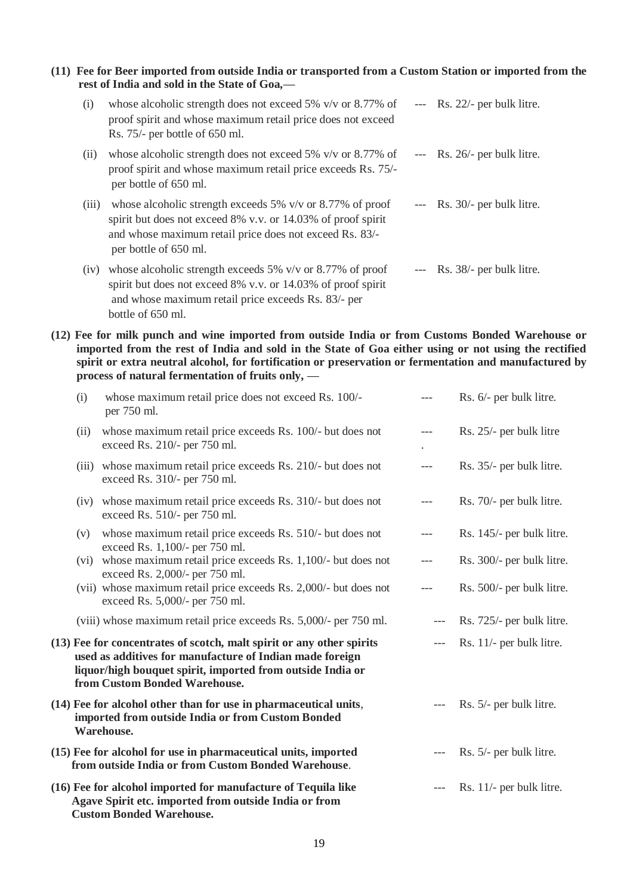**(11) Fee for Beer imported from outside India or transported from a Custom Station or imported from the rest of India and sold in the State of Goa,—**

| | | | |
|---|---|---|---|
| (i) | whose alcoholic strength does not exceed 5% v/v or 8.77% of proof spirit and whose maximum retail price does not exceed Rs. 75/- per bottle of 650 ml. | --- | Rs. 22/- per bulk litre. |
| (ii) | whose alcoholic strength does not exceed 5% v/v or 8.77% of proof spirit and whose maximum retail price exceeds Rs. 75/- per bottle of 650 ml. | --- | Rs. 26/- per bulk litre. |
| (iii) | whose alcoholic strength exceeds 5% v/v or 8.77% of proof spirit but does not exceed 8% v.v. or 14.03% of proof spirit and whose maximum retail price does not exceed Rs. 83/- per bottle of 650 ml. | --- | Rs. 30/- per bulk litre. |
| (iv) | whose alcoholic strength exceeds 5% v/v or 8.77% of proof spirit but does not exceed 8% v.v. or 14.03% of proof spirit and whose maximum retail price exceeds Rs. 83/- per bottle of 650 ml. | --- | Rs. 38/- per bulk litre. |

**(12) Fee for milk punch and wine imported from outside India or from Customs Bonded Warehouse or imported from the rest of India and sold in the State of Goa either using or not using the rectified spirit or extra neutral alcohol, for fortification or preservation or fermentation and manufactured by process of natural fermentation of fruits only, —**

| | | | |
|---|---|---|---|
| (i) | whose maximum retail price does not exceed Rs. 100/- per 750 ml. | --- | Rs. 6/- per bulk litre. |
| (ii) | whose maximum retail price exceeds Rs. 100/- but does not exceed Rs. 210/- per 750 ml. | --- . | Rs. 25/- per bulk litre |
| (iii) | whose maximum retail price exceeds Rs. 210/- but does not exceed Rs. 310/- per 750 ml. | --- | Rs. 35/- per bulk litre. |
| (iv) | whose maximum retail price exceeds Rs. 310/- but does not exceed Rs. 510/- per 750 ml. | --- | Rs. 70/- per bulk litre. |
| (v) | whose maximum retail price exceeds Rs. 510/- but does not exceed Rs. 1,100/- per 750 ml. | --- | Rs. 145/- per bulk litre. |
| (vi) | whose maximum retail price exceeds Rs. 1,100/- but does not exceed Rs. 2,000/- per 750 ml. | --- | Rs. 300/- per bulk litre. |
| (vii) | whose maximum retail price exceeds Rs. 2,000/- but does not exceed Rs. 5,000/- per 750 ml. | --- | Rs. 500/- per bulk litre. |
| (viii) | whose maximum retail price exceeds Rs. 5,000/- per 750 ml. | --- | Rs. 725/- per bulk litre. |

**(13) Fee for concentrates of scotch, malt spirit or any other spirits used as additives for manufacture of Indian made foreign liquor/high bouquet spirit, imported from outside India or from Custom Bonded Warehouse.** --- Rs. 11/- per bulk litre.

**(14) Fee for alcohol other than for use in pharmaceutical units, imported from outside India or from Custom Bonded Warehouse.** --- Rs. 5/- per bulk litre.

**(15) Fee for alcohol for use in pharmaceutical units, imported from outside India or from Custom Bonded Warehouse.** --- Rs. 5/- per bulk litre.

**(16) Fee for alcohol imported for manufacture of Tequila like Agave Spirit etc. imported from outside India or from Custom Bonded Warehouse.** --- Rs. 11/- per bulk litre.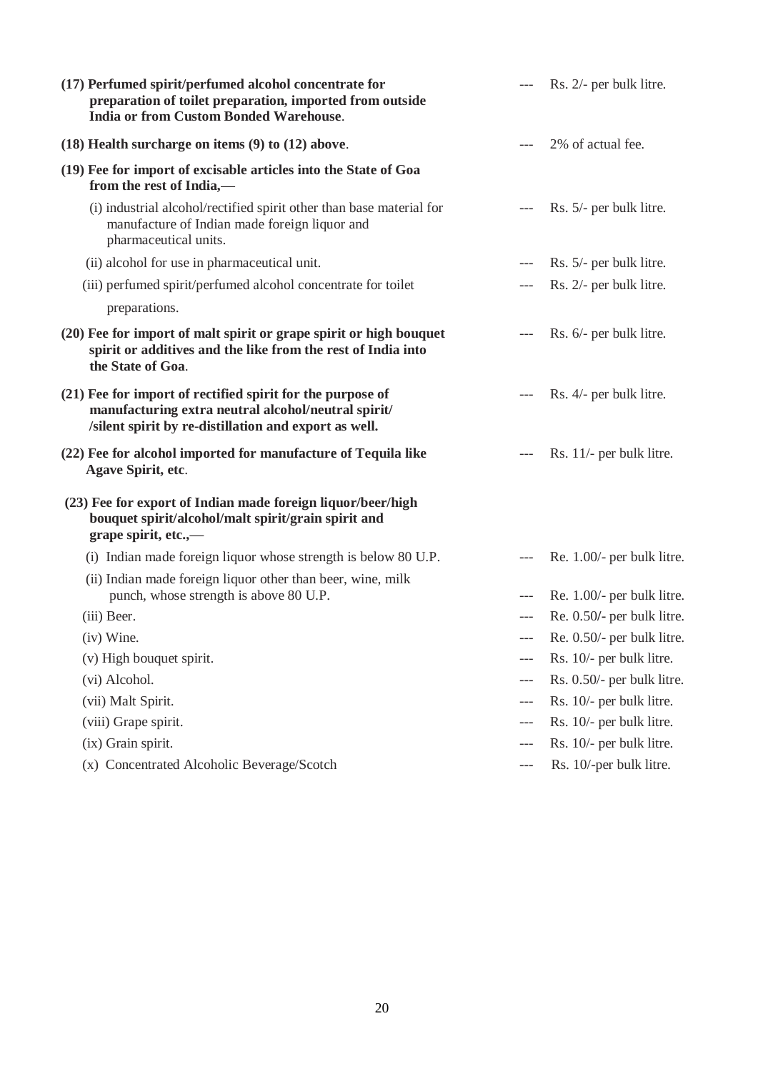**(17) Perfumed spirit/perfumed alcohol concentrate for preparation of toilet preparation, imported from outside India or from Custom Bonded Warehouse**. --- Rs. 2/- per bulk litre.

**(18) Health surcharge on items (9) to (12) above**. --- 2% of actual fee.

**(19) Fee for import of excisable articles into the State of Goa from the rest of India,—**

(i) industrial alcohol/rectified spirit other than base material for manufacture of Indian made foreign liquor and pharmaceutical units. --- Rs. 5/- per bulk litre.

(ii) alcohol for use in pharmaceutical unit. --- Rs. 5/- per bulk litre.

(iii) perfumed spirit/perfumed alcohol concentrate for toilet preparations. --- Rs. 2/- per bulk litre.

**(20) Fee for import of malt spirit or grape spirit or high bouquet spirit or additives and the like from the rest of India into the State of Goa**. --- Rs. 6/- per bulk litre.

**(21) Fee for import of rectified spirit for the purpose of manufacturing extra neutral alcohol/neutral spirit/ /silent spirit by re-distillation and export as well.** --- Rs. 4/- per bulk litre.

**(22) Fee for alcohol imported for manufacture of Tequila like Agave Spirit, etc**. --- Rs. 11/- per bulk litre.

**(23) Fee for export of Indian made foreign liquor/beer/high bouquet spirit/alcohol/malt spirit/grain spirit and grape spirit, etc.,—**

(i) Indian made foreign liquor whose strength is below 80 U.P. --- Re. 1.00/- per bulk litre.

(ii) Indian made foreign liquor other than beer, wine, milk punch, whose strength is above 80 U.P. --- Re. 1.00/- per bulk litre.

(iii) Beer. --- Re. 0.50/- per bulk litre.

(iv) Wine. --- Re. 0.50/- per bulk litre.

(v) High bouquet spirit. --- Rs. 10/- per bulk litre.

(vi) Alcohol. --- Rs. 0.50/- per bulk litre.

(vii) Malt Spirit. --- Rs. 10/- per bulk litre.

(viii) Grape spirit. --- Rs. 10/- per bulk litre.

(ix) Grain spirit. --- Rs. 10/- per bulk litre.

(x) Concentrated Alcoholic Beverage/Scotch --- Rs. 10/-per bulk litre.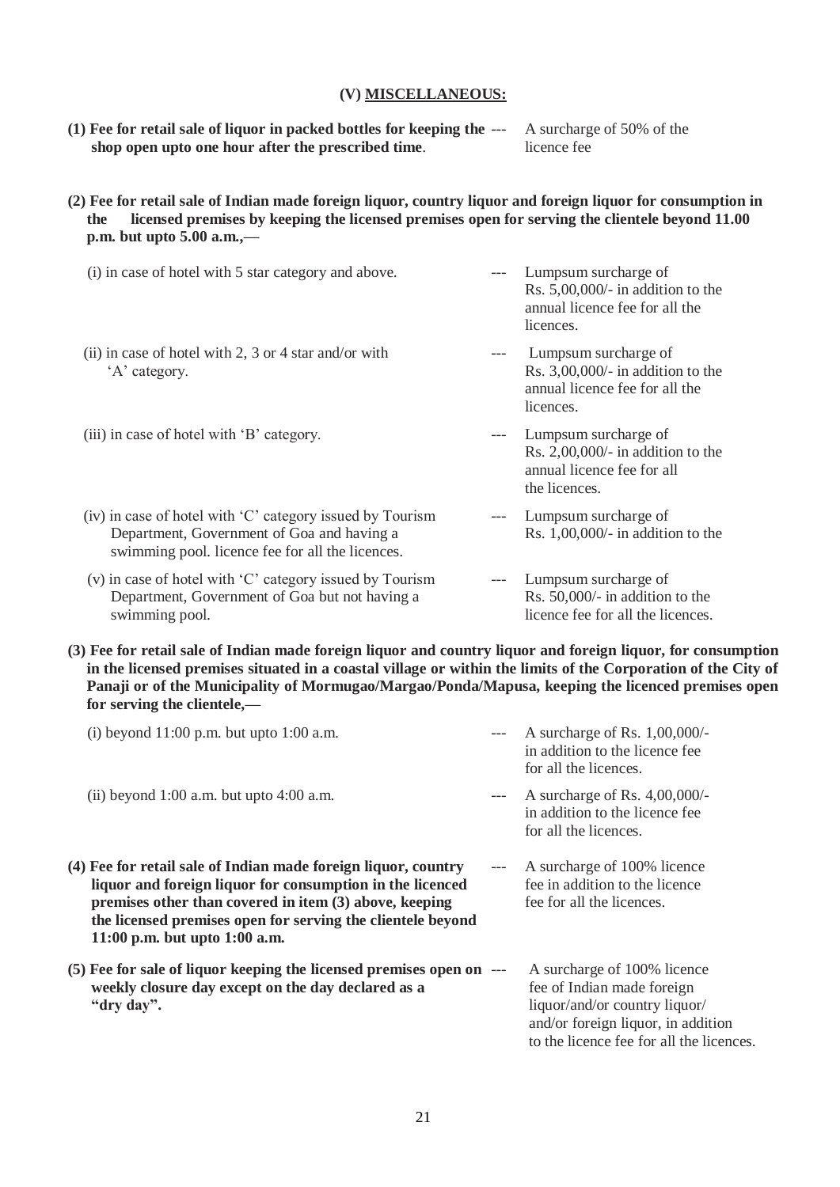### (V) MISCELLANEOUS:

| | | |
|---|---|---|
| **(1) Fee for retail sale of liquor in packed bottles for keeping the shop open upto one hour after the prescribed time**. | --- | A surcharge of 50% of the licence fee |

**(2) Fee for retail sale of Indian made foreign liquor, country liquor and foreign liquor for consumption in the licensed premises by keeping the licensed premises open for serving the clientele beyond 11.00 p.m. but upto 5.00 a.m.,—**

| | | |
|---|---|---|
| (i) in case of hotel with 5 star category and above. | --- | Lumpsum surcharge of Rs. 5,00,000/- in addition to the annual licence fee for all the licences. |
| (ii) in case of hotel with 2, 3 or 4 star and/or with 'A' category. | --- | Lumpsum surcharge of Rs. 3,00,000/- in addition to the annual licence fee for all the licences. |
| (iii) in case of hotel with 'B' category. | --- | Lumpsum surcharge of Rs. 2,00,000/- in addition to the annual licence fee for all the licences. |
| (iv) in case of hotel with 'C' category issued by Tourism Department, Government of Goa and having a swimming pool. licence fee for all the licences. | --- | Lumpsum surcharge of Rs. 1,00,000/- in addition to the |
| (v) in case of hotel with 'C' category issued by Tourism Department, Government of Goa but not having a swimming pool. | --- | Lumpsum surcharge of Rs. 50,000/- in addition to the licence fee for all the licences. |

**(3) Fee for retail sale of Indian made foreign liquor and country liquor and foreign liquor, for consumption in the licensed premises situated in a coastal village or within the limits of the Corporation of the City of Panaji or of the Municipality of Mormugao/Margao/Ponda/Mapusa, keeping the licenced premises open for serving the clientele,—**

| | | |
|---|---|---|
| (i) beyond 11:00 p.m. but upto 1:00 a.m. | --- | A surcharge of Rs. 1,00,000/- in addition to the licence fee for all the licences. |
| (ii) beyond 1:00 a.m. but upto 4:00 a.m. | --- | A surcharge of Rs. 4,00,000/- in addition to the licence fee for all the licences. |

| | | |
|---|---|---|
| **(4) Fee for retail sale of Indian made foreign liquor, country liquor and foreign liquor for consumption in the licenced premises other than covered in item (3) above, keeping the licensed premises open for serving the clientele beyond 11:00 p.m. but upto 1:00 a.m.** | --- | A surcharge of 100% licence fee in addition to the licence fee for all the licences. |
| **(5) Fee for sale of liquor keeping the licensed premises open on weekly closure day except on the day declared as a "dry day".** | --- | A surcharge of 100% licence fee of Indian made foreign liquor/and/or country liquor/ and/or foreign liquor, in addition to the licence fee for all the licences. |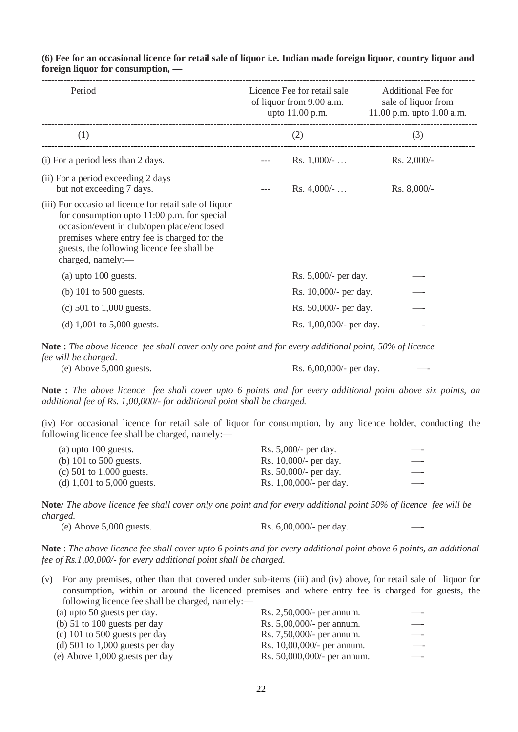**(6) Fee for an occasional licence for retail sale of liquor i.e. Indian made foreign liquor, country liquor and foreign liquor for consumption, —**

| Period | Licence Fee for retail sale of liquor from 9.00 a.m. upto 11.00 p.m. | Additional Fee for sale of liquor from 11.00 p.m. upto 1.00 a.m. |
|---|---|---|
| (1) | (2) | (3) |
| (i) For a period less than 2 days. | --- Rs. 1,000/- … | Rs. 2,000/- |
| (ii) For a period exceeding 2 days but not exceeding 7 days. | --- Rs. 4,000/- … | Rs. 8,000/- |
| (iii) For occasional licence for retail sale of liquor for consumption upto 11:00 p.m. for special occasion/event in club/open place/enclosed premises where entry fee is charged for the guests, the following licence fee shall be charged, namely:— | | |
| (a) upto 100 guests. | Rs. 5,000/- per day. | — |
| (b) 101 to 500 guests. | Rs. 10,000/- per day. | — |
| (c) 501 to 1,000 guests. | Rs. 50,000/- per day. | — |
| (d) 1,001 to 5,000 guests. | Rs. 1,00,000/- per day. | — |

**Note :** *The above licence fee shall cover only one point and for every additional point, 50% of licence fee will be charged*.

| | | |
|---|---|---|
| (e) Above 5,000 guests. | Rs. 6,00,000/- per day. | — |

**Note :** *The above licence fee shall cover upto 6 points and for every additional point above six points, an additional fee of Rs. 1,00,000/- for additional point shall be charged.*

(iv) For occasional licence for retail sale of liquor for consumption, by any licence holder, conducting the following licence fee shall be charged, namely:—

| | | |
|---|---|---|
| (a) upto 100 guests. | Rs. 5,000/- per day. | — |
| (b) 101 to 500 guests. | Rs. 10,000/- per day. | — |
| (c) 501 to 1,000 guests. | Rs. 50,000/- per day. | — |
| (d) 1,001 to 5,000 guests. | Rs. 1,00,000/- per day. | — |

**Note***: The above licence fee shall cover only one point and for every additional point 50% of licence fee will be charged.*

| | | |
|---|---|---|
| (e) Above 5,000 guests. | Rs. 6,00,000/- per day. | — |

**Note** : *The above licence fee shall cover upto 6 points and for every additional point above 6 points, an additional fee of Rs.1,00,000/- for every additional point shall be charged.*

(v) For any premises, other than that covered under sub-items (iii) and (iv) above, for retail sale of liquor for consumption, within or around the licenced premises and where entry fee is charged for guests, the following licence fee shall be charged, namely:—

| | | |
|---|---|---|
| (a) upto 50 guests per day. | Rs. 2,50,000/- per annum. | — |
| (b) 51 to 100 guests per day | Rs. 5,00,000/- per annum. | — |
| (c) 101 to 500 guests per day | Rs. 7,50,000/- per annum. | — |
| (d) 501 to 1,000 guests per day | Rs. 10,00,000/- per annum. | — |
| (e) Above 1,000 guests per day | Rs. 50,000,000/- per annum. | — |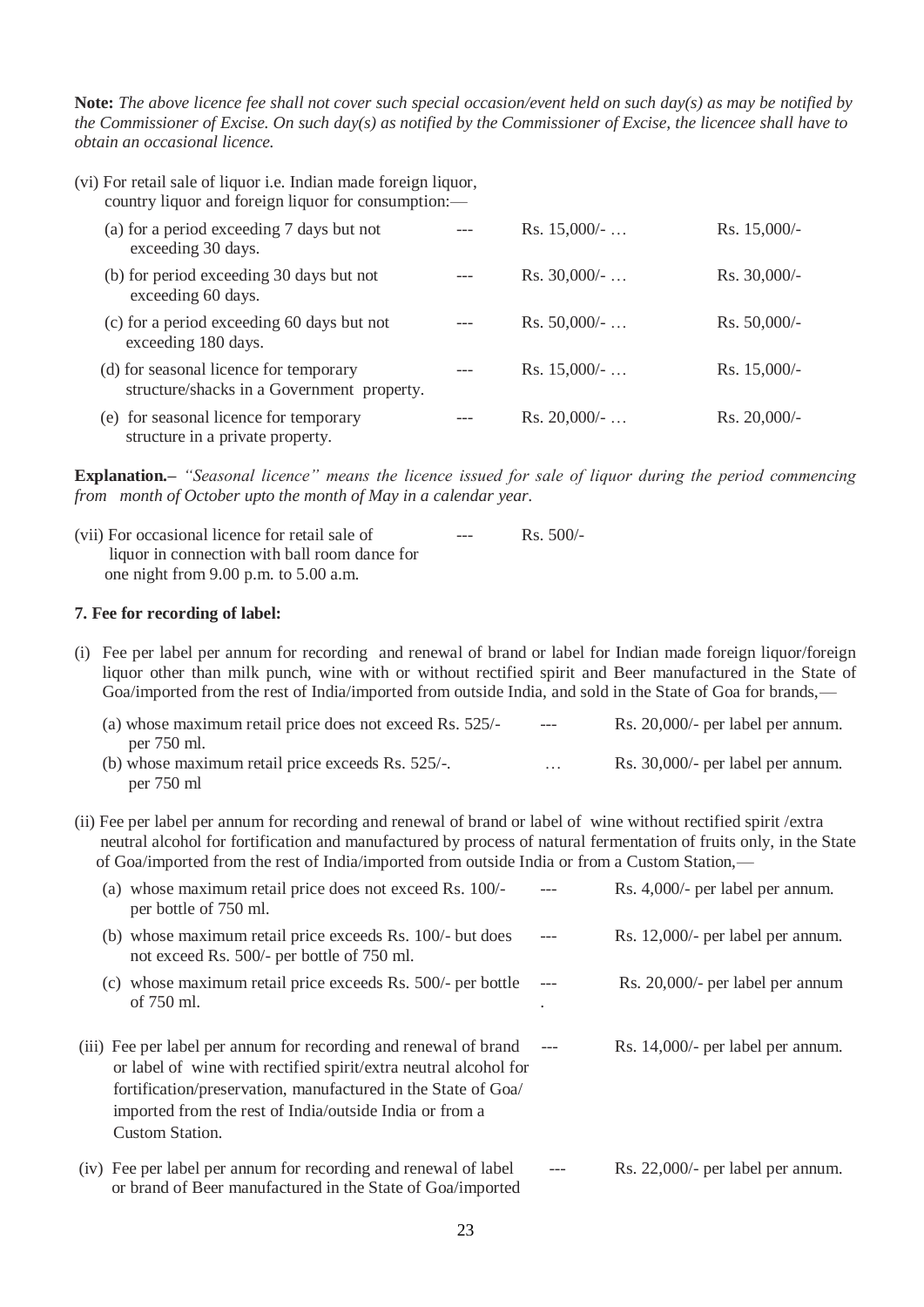**Note:** *The above licence fee shall not cover such special occasion/event held on such day(s) as may be notified by the Commissioner of Excise. On such day(s) as notified by the Commissioner of Excise, the licencee shall have to obtain an occasional licence.*

(vi) For retail sale of liquor i.e. Indian made foreign liquor, country liquor and foreign liquor for consumption:—

| | | | |
|---|---|---|---|
| (a) for a period exceeding 7 days but not exceeding 30 days. | --- | Rs. 15,000/- … | Rs. 15,000/- |
| (b) for period exceeding 30 days but not exceeding 60 days. | --- | Rs. 30,000/- … | Rs. 30,000/- |
| (c) for a period exceeding 60 days but not exceeding 180 days. | --- | Rs. 50,000/- … | Rs. 50,000/- |
| (d) for seasonal licence for temporary structure/shacks in a Government property. | --- | Rs. 15,000/- … | Rs. 15,000/- |
| (e) for seasonal licence for temporary structure in a private property. | --- | Rs. 20,000/- … | Rs. 20,000/- |

**Explanation.–** *"Seasonal licence" means the licence issued for sale of liquor during the period commencing from month of October upto the month of May in a calendar year.*

(vii) For occasional licence for retail sale of liquor in connection with ball room dance for one night from 9.00 p.m. to 5.00 a.m. --- Rs. 500/-

**7. Fee for recording of label:**

(i) Fee per label per annum for recording and renewal of brand or label for Indian made foreign liquor/foreign liquor other than milk punch, wine with or without rectified spirit and Beer manufactured in the State of Goa/imported from the rest of India/imported from outside India, and sold in the State of Goa for brands,—

| | | |
|---|---|---|
| (a) whose maximum retail price does not exceed Rs. 525/- per 750 ml. | --- | Rs. 20,000/- per label per annum. |
| (b) whose maximum retail price exceeds Rs. 525/-. per 750 ml | … | Rs. 30,000/- per label per annum. |

(ii) Fee per label per annum for recording and renewal of brand or label of wine without rectified spirit /extra neutral alcohol for fortification and manufactured by process of natural fermentation of fruits only, in the State of Goa/imported from the rest of India/imported from outside India or from a Custom Station,—

| | | |
|---|---|---|
| (a) whose maximum retail price does not exceed Rs. 100/- per bottle of 750 ml. | --- | Rs. 4,000/- per label per annum. |
| (b) whose maximum retail price exceeds Rs. 100/- but does not exceed Rs. 500/- per bottle of 750 ml. | --- | Rs. 12,000/- per label per annum. |
| (c) whose maximum retail price exceeds Rs. 500/- per bottle of 750 ml. | --- . | Rs. 20,000/- per label per annum |

(iii) Fee per label per annum for recording and renewal of brand or label of wine with rectified spirit/extra neutral alcohol for fortification/preservation, manufactured in the State of Goa/ imported from the rest of India/outside India or from a Custom Station. --- Rs. 14,000/- per label per annum.

(iv) Fee per label per annum for recording and renewal of label or brand of Beer manufactured in the State of Goa/imported --- Rs. 22,000/- per label per annum.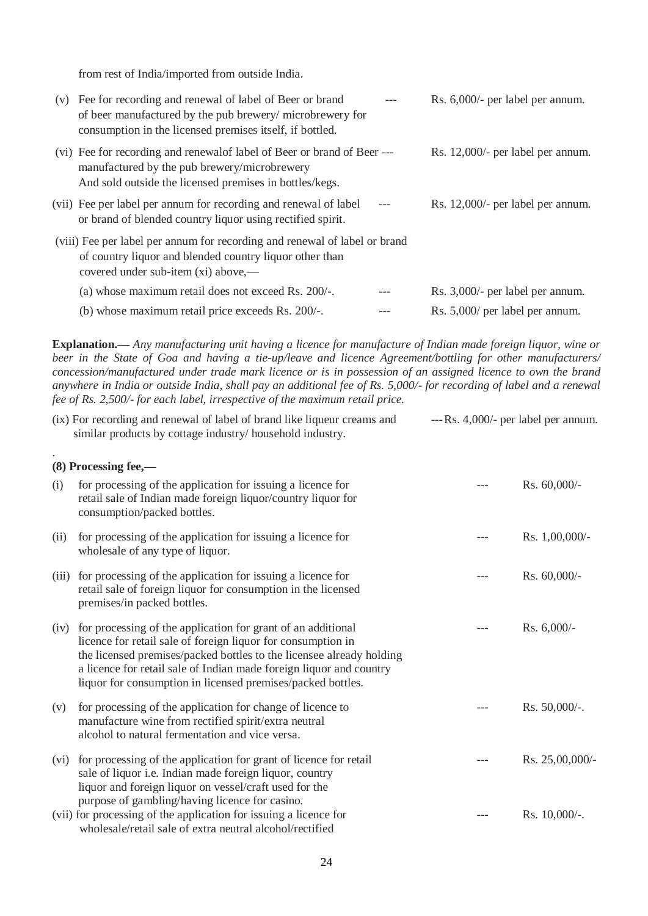from rest of India/imported from outside India.

(v) Fee for recording and renewal of label of Beer or brand of beer manufactured by the pub brewery/ microbrewery for consumption in the licensed premises itself, if bottled. --- Rs. 6,000/- per label per annum.

(vi) Fee for recording and renewalof label of Beer or brand of Beer manufactured by the pub brewery/microbrewery And sold outside the licensed premises in bottles/kegs. --- Rs. 12,000/- per label per annum.

(vii) Fee per label per annum for recording and renewal of label or brand of blended country liquor using rectified spirit. --- Rs. 12,000/- per label per annum.

(viii) Fee per label per annum for recording and renewal of label or brand of country liquor and blended country liquor other than covered under sub-item (xi) above,—

(a) whose maximum retail does not exceed Rs. 200/-. --- Rs. 3,000/- per label per annum.

(b) whose maximum retail price exceeds Rs. 200/-. --- Rs. 5,000/ per label per annum.

**Explanation.—** *Any manufacturing unit having a licence for manufacture of Indian made foreign liquor, wine or beer in the State of Goa and having a tie-up/leave and licence Agreement/bottling for other manufacturers/ concession/manufactured under trade mark licence or is in possession of an assigned licence to own the brand anywhere in India or outside India, shall pay an additional fee of Rs. 5,000/- for recording of label and a renewal fee of Rs. 2,500/- for each label, irrespective of the maximum retail price.*

(ix) For recording and renewal of label of brand like liqueur creams and similar products by cottage industry/ household industry. --- Rs. 4,000/- per label per annum.

.

**(8) Processing fee,—**

(i) for processing of the application for issuing a licence for retail sale of Indian made foreign liquor/country liquor for consumption/packed bottles. --- Rs. 60,000/-

(ii) for processing of the application for issuing a licence for wholesale of any type of liquor. --- Rs. 1,00,000/-

(iii) for processing of the application for issuing a licence for retail sale of foreign liquor for consumption in the licensed premises/in packed bottles. --- Rs. 60,000/-

(iv) for processing of the application for grant of an additional licence for retail sale of foreign liquor for consumption in the licensed premises/packed bottles to the licensee already holding a licence for retail sale of Indian made foreign liquor and country liquor for consumption in licensed premises/packed bottles. --- Rs. 6,000/-

(v) for processing of the application for change of licence to manufacture wine from rectified spirit/extra neutral alcohol to natural fermentation and vice versa. --- Rs. 50,000/-.

(vi) for processing of the application for grant of licence for retail sale of liquor i.e. Indian made foreign liquor, country liquor and foreign liquor on vessel/craft used for the purpose of gambling/having licence for casino. --- Rs. 25,00,000/-

(vii) for processing of the application for issuing a licence for wholesale/retail sale of extra neutral alcohol/rectified --- Rs. 10,000/-.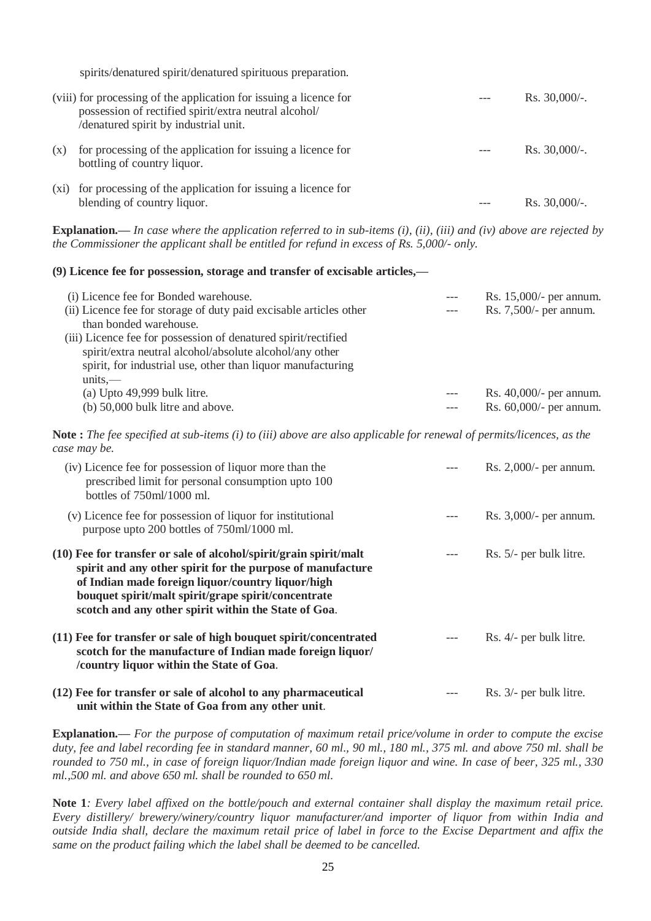spirits/denatured spirit/denatured spirituous preparation.

(viii) for processing of the application for issuing a licence for possession of rectified spirit/extra neutral alcohol/ /denatured spirit by industrial unit. --- Rs. 30,000/-.

(x) for processing of the application for issuing a licence for bottling of country liquor. --- Rs. 30,000/-.

(xi) for processing of the application for issuing a licence for blending of country liquor. --- Rs. 30,000/-.

**Explanation.—** *In case where the application referred to in sub-items (i), (ii), (iii) and (iv) above are rejected by the Commissioner the applicant shall be entitled for refund in excess of Rs. 5,000/- only.*

**(9) Licence fee for possession, storage and transfer of excisable articles,—**

(i) Licence fee for Bonded warehouse. --- Rs. 15,000/- per annum.

(ii) Licence fee for storage of duty paid excisable articles other than bonded warehouse. --- Rs. 7,500/- per annum.

(iii) Licence fee for possession of denatured spirit/rectified spirit/extra neutral alcohol/absolute alcohol/any other spirit, for industrial use, other than liquor manufacturing units,—

(a) Upto 49,999 bulk litre. --- Rs. 40,000/- per annum.

(b) 50,000 bulk litre and above. --- Rs. 60,000/- per annum.

**Note :** *The fee specified at sub-items (i) to (iii) above are also applicable for renewal of permits/licences, as the case may be.*

(iv) Licence fee for possession of liquor more than the prescribed limit for personal consumption upto 100 bottles of 750ml/1000 ml. --- Rs. 2,000/- per annum.

(v) Licence fee for possession of liquor for institutional purpose upto 200 bottles of 750ml/1000 ml. --- Rs. 3,000/- per annum.

**(10) Fee for transfer or sale of alcohol/spirit/grain spirit/malt spirit and any other spirit for the purpose of manufacture of Indian made foreign liquor/country liquor/high bouquet spirit/malt spirit/grape spirit/concentrate scotch and any other spirit within the State of Goa**. --- Rs. 5/- per bulk litre.

**(11) Fee for transfer or sale of high bouquet spirit/concentrated scotch for the manufacture of Indian made foreign liquor/ /country liquor within the State of Goa**. --- Rs. 4/- per bulk litre.

**(12) Fee for transfer or sale of alcohol to any pharmaceutical unit within the State of Goa from any other unit**. --- Rs. 3/- per bulk litre.

**Explanation.—** *For the purpose of computation of maximum retail price/volume in order to compute the excise duty, fee and label recording fee in standard manner, 60 ml., 90 ml., 180 ml., 375 ml. and above 750 ml. shall be rounded to 750 ml., in case of foreign liquor/Indian made foreign liquor and wine. In case of beer, 325 ml., 330 ml.,500 ml. and above 650 ml. shall be rounded to 650 ml.*

**Note 1***: Every label affixed on the bottle/pouch and external container shall display the maximum retail price. Every distillery/ brewery/winery/country liquor manufacturer/and importer of liquor from within India and outside India shall, declare the maximum retail price of label in force to the Excise Department and affix the same on the product failing which the label shall be deemed to be cancelled.*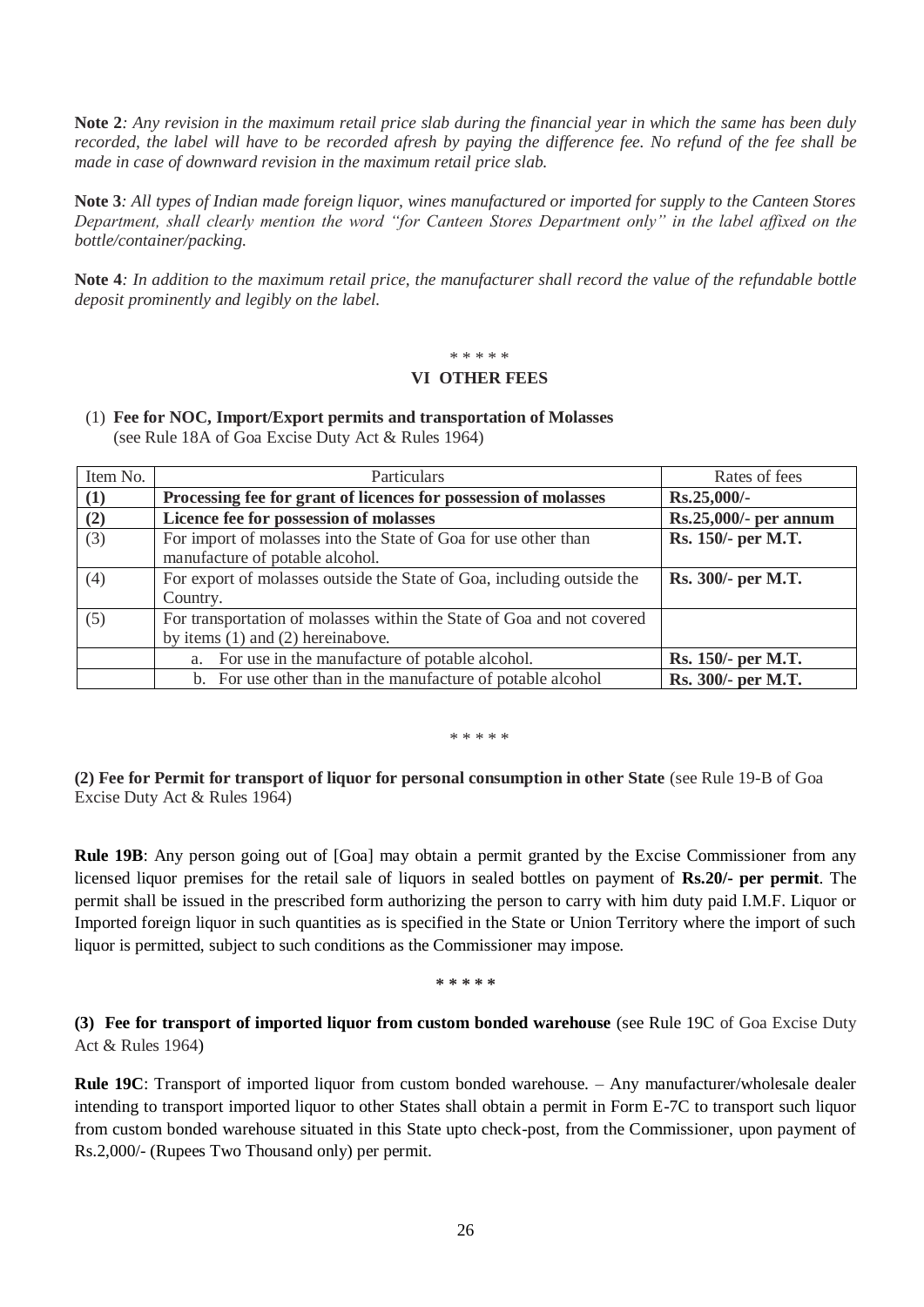**Note 2**: *Any revision in the maximum retail price slab during the financial year in which the same has been duly recorded, the label will have to be recorded afresh by paying the difference fee. No refund of the fee shall be made in case of downward revision in the maximum retail price slab.*

**Note 3**: *All types of Indian made foreign liquor, wines manufactured or imported for supply to the Canteen Stores Department, shall clearly mention the word "for Canteen Stores Department only" in the label affixed on the bottle/container/packing.*

**Note 4**: *In addition to the maximum retail price, the manufacturer shall record the value of the refundable bottle deposit prominently and legibly on the label.*

\* \* \* \* \*

## VI OTHER FEES

(1) **Fee for NOC, Import/Export permits and transportation of Molasses** (see Rule 18A of Goa Excise Duty Act & Rules 1964)

| Item No. | Particulars | Rates of fees |
|---|---|---|
| **(1)** | **Processing fee for grant of licences for possession of molasses** | **Rs.25,000/-** |
| **(2)** | **Licence fee for possession of molasses** | **Rs.25,000/- per annum** |
| (3) | For import of molasses into the State of Goa for use other than manufacture of potable alcohol. | **Rs. 150/- per M.T.** |
| (4) | For export of molasses outside the State of Goa, including outside the Country. | **Rs. 300/- per M.T.** |
| (5) | For transportation of molasses within the State of Goa and not covered by items (1) and (2) hereinabove. | |
| | a. For use in the manufacture of potable alcohol. | **Rs. 150/- per M.T.** |
| | b. For use other than in the manufacture of potable alcohol | **Rs. 300/- per M.T.** |

\* \* \* \* \*

**(2) Fee for Permit for transport of liquor for personal consumption in other State** (see Rule 19-B of Goa Excise Duty Act & Rules 1964)

**Rule 19B**: Any person going out of [Goa] may obtain a permit granted by the Excise Commissioner from any licensed liquor premises for the retail sale of liquors in sealed bottles on payment of **Rs.20/- per permit**. The permit shall be issued in the prescribed form authorizing the person to carry with him duty paid I.M.F. Liquor or Imported foreign liquor in such quantities as is specified in the State or Union Territory where the import of such liquor is permitted, subject to such conditions as the Commissioner may impose.

\* \* \* \* \*

**(3) Fee for transport of imported liquor from custom bonded warehouse** (see Rule 19C of Goa Excise Duty Act & Rules 1964)

**Rule 19C**: Transport of imported liquor from custom bonded warehouse. – Any manufacturer/wholesale dealer intending to transport imported liquor to other States shall obtain a permit in Form E-7C to transport such liquor from custom bonded warehouse situated in this State upto check-post, from the Commissioner, upon payment of Rs.2,000/- (Rupees Two Thousand only) per permit.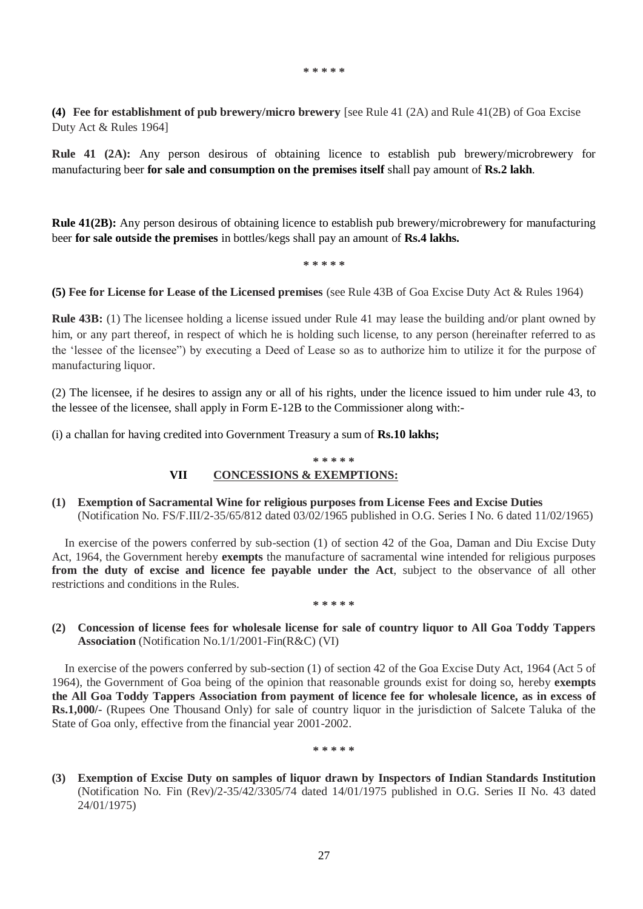\* \* \* \* \*

**(4) Fee for establishment of pub brewery/micro brewery** [see Rule 41 (2A) and Rule 41(2B) of Goa Excise Duty Act & Rules 1964]

**Rule 41 (2A):** Any person desirous of obtaining licence to establish pub brewery/microbrewery for manufacturing beer **for sale and consumption on the premises itself** shall pay amount of **Rs.2 lakh**.

**Rule 41(2B):** Any person desirous of obtaining licence to establish pub brewery/microbrewery for manufacturing beer **for sale outside the premises** in bottles/kegs shall pay an amount of **Rs.4 lakhs.**

\* \* \* \* \*

**(5) Fee for License for Lease of the Licensed premises** (see Rule 43B of Goa Excise Duty Act & Rules 1964)

**Rule 43B:** (1) The licensee holding a license issued under Rule 41 may lease the building and/or plant owned by him, or any part thereof, in respect of which he is holding such license, to any person (hereinafter referred to as the 'lessee of the licensee") by executing a Deed of Lease so as to authorize him to utilize it for the purpose of manufacturing liquor.

(2) The licensee, if he desires to assign any or all of his rights, under the licence issued to him under rule 43, to the lessee of the licensee, shall apply in Form E-12B to the Commissioner along with:-

(i) a challan for having credited into Government Treasury a sum of **Rs.10 lakhs;**

\* \* \* \* \*

## VII CONCESSIONS & EXEMPTIONS:

**(1) Exemption of Sacramental Wine for religious purposes from License Fees and Excise Duties** (Notification No. FS/F.III/2-35/65/812 dated 03/02/1965 published in O.G. Series I No. 6 dated 11/02/1965)

In exercise of the powers conferred by sub-section (1) of section 42 of the Goa, Daman and Diu Excise Duty Act, 1964, the Government hereby **exempts** the manufacture of sacramental wine intended for religious purposes **from the duty of excise and licence fee payable under the Act**, subject to the observance of all other restrictions and conditions in the Rules.

\* \* \* \* \*

**(2) Concession of license fees for wholesale license for sale of country liquor to All Goa Toddy Tappers Association** (Notification No.1/1/2001-Fin(R&C) (VI)

In exercise of the powers conferred by sub-section (1) of section 42 of the Goa Excise Duty Act, 1964 (Act 5 of 1964), the Government of Goa being of the opinion that reasonable grounds exist for doing so, hereby **exempts the All Goa Toddy Tappers Association from payment of licence fee for wholesale licence, as in excess of Rs.1,000/-** (Rupees One Thousand Only) for sale of country liquor in the jurisdiction of Salcete Taluka of the State of Goa only, effective from the financial year 2001-2002.

\* \* \* \* \*

**(3) Exemption of Excise Duty on samples of liquor drawn by Inspectors of Indian Standards Institution** (Notification No. Fin (Rev)/2-35/42/3305/74 dated 14/01/1975 published in O.G. Series II No. 43 dated 24/01/1975)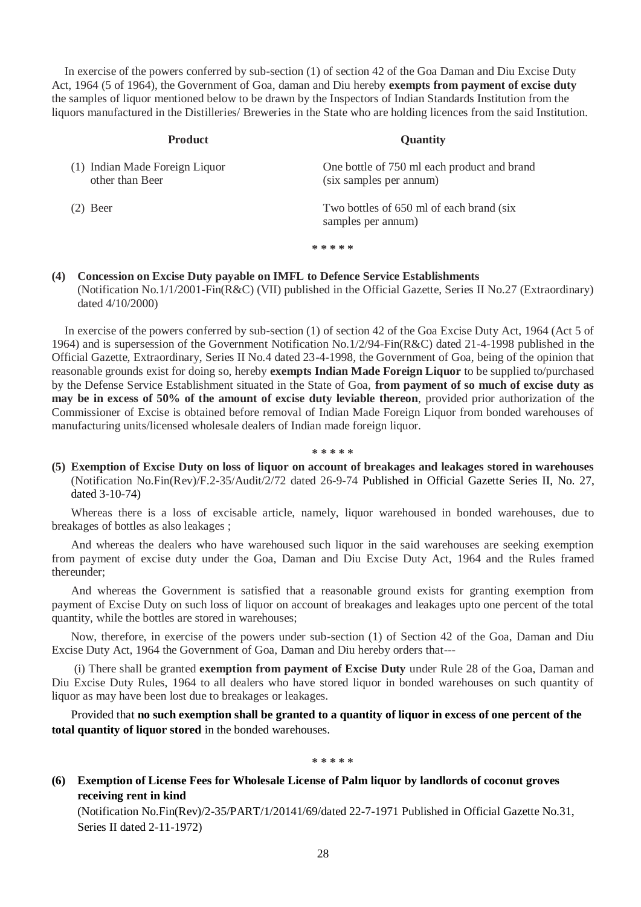In exercise of the powers conferred by sub-section (1) of section 42 of the Goa Daman and Diu Excise Duty Act, 1964 (5 of 1964), the Government of Goa, daman and Diu hereby **exempts from payment of excise duty** the samples of liquor mentioned below to be drawn by the Inspectors of Indian Standards Institution from the liquors manufactured in the Distilleries/ Breweries in the State who are holding licences from the said Institution.

| Product | Quantity |
|---|---|
| (1) Indian Made Foreign Liquor other than Beer | One bottle of 750 ml each product and brand (six samples per annum) |
| (2) Beer | Two bottles of 650 ml of each brand (six samples per annum) |

\* \* \* \* \*

**(4) Concession on Excise Duty payable on IMFL to Defence Service Establishments**
(Notification No.1/1/2001-Fin(R&C) (VII) published in the Official Gazette, Series II No.27 (Extraordinary) dated 4/10/2000)

In exercise of the powers conferred by sub-section (1) of section 42 of the Goa Excise Duty Act, 1964 (Act 5 of 1964) and is supersession of the Government Notification No.1/2/94-Fin(R&C) dated 21-4-1998 published in the Official Gazette, Extraordinary, Series II No.4 dated 23-4-1998, the Government of Goa, being of the opinion that reasonable grounds exist for doing so, hereby **exempts Indian Made Foreign Liquor** to be supplied to/purchased by the Defense Service Establishment situated in the State of Goa, **from payment of so much of excise duty as may be in excess of 50% of the amount of excise duty leviable thereon**, provided prior authorization of the Commissioner of Excise is obtained before removal of Indian Made Foreign Liquor from bonded warehouses of manufacturing units/licensed wholesale dealers of Indian made foreign liquor.

\* \* \* \* \*

**(5) Exemption of Excise Duty on loss of liquor on account of breakages and leakages stored in warehouses**
(Notification No.Fin(Rev)/F.2-35/Audit/2/72 dated 26-9-74 Published in Official Gazette Series II, No. 27, dated 3-10-74)

Whereas there is a loss of excisable article, namely, liquor warehoused in bonded warehouses, due to breakages of bottles as also leakages ;

And whereas the dealers who have warehoused such liquor in the said warehouses are seeking exemption from payment of excise duty under the Goa, Daman and Diu Excise Duty Act, 1964 and the Rules framed thereunder;

And whereas the Government is satisfied that a reasonable ground exists for granting exemption from payment of Excise Duty on such loss of liquor on account of breakages and leakages upto one percent of the total quantity, while the bottles are stored in warehouses;

Now, therefore, in exercise of the powers under sub-section (1) of Section 42 of the Goa, Daman and Diu Excise Duty Act, 1964 the Government of Goa, Daman and Diu hereby orders that---

(i) There shall be granted **exemption from payment of Excise Duty** under Rule 28 of the Goa, Daman and Diu Excise Duty Rules, 1964 to all dealers who have stored liquor in bonded warehouses on such quantity of liquor as may have been lost due to breakages or leakages.

Provided that **no such exemption shall be granted to a quantity of liquor in excess of one percent of the total quantity of liquor stored** in the bonded warehouses.

\* \* \* \* \*

**(6) Exemption of License Fees for Wholesale License of Palm liquor by landlords of coconut groves receiving rent in kind**
(Notification No.Fin(Rev)/2-35/PART/1/20141/69/dated 22-7-1971 Published in Official Gazette No.31, Series II dated 2-11-1972)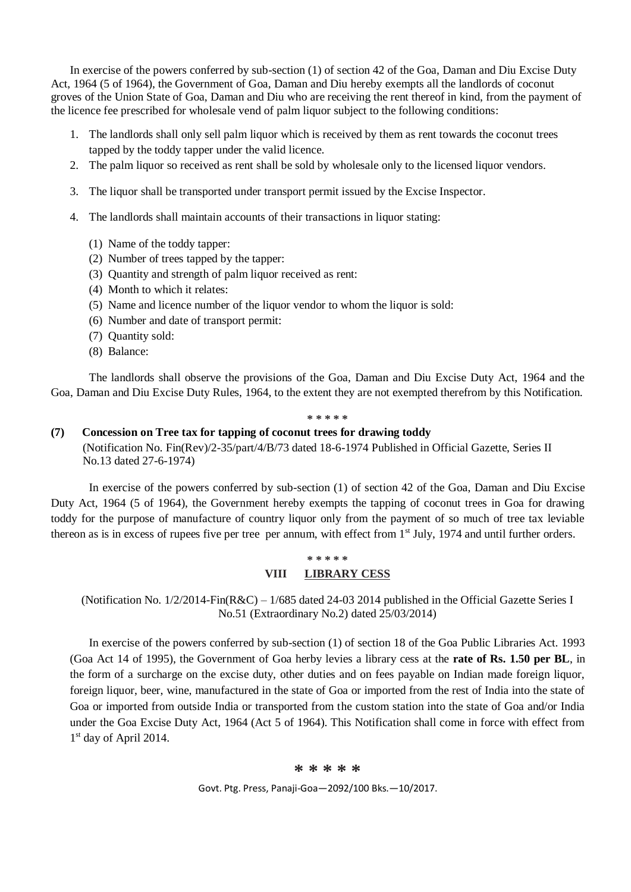In exercise of the powers conferred by sub-section (1) of section 42 of the Goa, Daman and Diu Excise Duty Act, 1964 (5 of 1964), the Government of Goa, Daman and Diu hereby exempts all the landlords of coconut groves of the Union State of Goa, Daman and Diu who are receiving the rent thereof in kind, from the payment of the licence fee prescribed for wholesale vend of palm liquor subject to the following conditions:

1. The landlords shall only sell palm liquor which is received by them as rent towards the coconut trees tapped by the toddy tapper under the valid licence.
2. The palm liquor so received as rent shall be sold by wholesale only to the licensed liquor vendors.
3. The liquor shall be transported under transport permit issued by the Excise Inspector.
4. The landlords shall maintain accounts of their transactions in liquor stating:
   (1) Name of the toddy tapper:
   (2) Number of trees tapped by the tapper:
   (3) Quantity and strength of palm liquor received as rent:
   (4) Month to which it relates:
   (5) Name and licence number of the liquor vendor to whom the liquor is sold:
   (6) Number and date of transport permit:
   (7) Quantity sold:
   (8) Balance:

The landlords shall observe the provisions of the Goa, Daman and Diu Excise Duty Act, 1964 and the Goa, Daman and Diu Excise Duty Rules, 1964, to the extent they are not exempted therefrom by this Notification.

\* \* \* \* \*

**(7) Concession on Tree tax for tapping of coconut trees for drawing toddy**

(Notification No. Fin(Rev)/2-35/part/4/B/73 dated 18-6-1974 Published in Official Gazette, Series II No.13 dated 27-6-1974)

In exercise of the powers conferred by sub-section (1) of section 42 of the Goa, Daman and Diu Excise Duty Act, 1964 (5 of 1964), the Government hereby exempts the tapping of coconut trees in Goa for drawing toddy for the purpose of manufacture of country liquor only from the payment of so much of tree tax leviable thereon as is in excess of rupees five per tree per annum, with effect from 1st July, 1974 and until further orders.

\* \* \* \* \*

## VIII LIBRARY CESS

(Notification No. 1/2/2014-Fin(R&C) – 1/685 dated 24-03 2014 published in the Official Gazette Series I No.51 (Extraordinary No.2) dated 25/03/2014)

In exercise of the powers conferred by sub-section (1) of section 18 of the Goa Public Libraries Act. 1993 (Goa Act 14 of 1995), the Government of Goa herby levies a library cess at the **rate of Rs. 1.50 per BL**, in the form of a surcharge on the excise duty, other duties and on fees payable on Indian made foreign liquor, foreign liquor, beer, wine, manufactured in the state of Goa or imported from the rest of India into the state of Goa or imported from outside India or transported from the custom station into the state of Goa and/or India under the Goa Excise Duty Act, 1964 (Act 5 of 1964). This Notification shall come in force with effect from 1st day of April 2014.

\* \* \* \* \*

Govt. Ptg. Press, Panaji-Goa—2092/100 Bks.—10/2017.